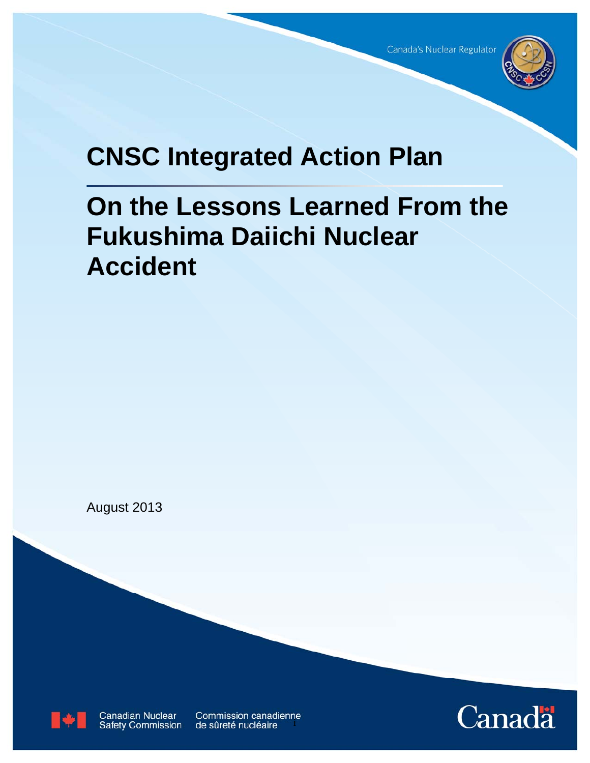Canada's Nuclear Regulator

# CNSC Integrated Action Plan

# On the Lessons Learned From the Fukushima Daiichi Nuclear Accident

August 2013

Canadian Nuclear Safety Commission | Commission canadienne de sûreté nucléaire

Canada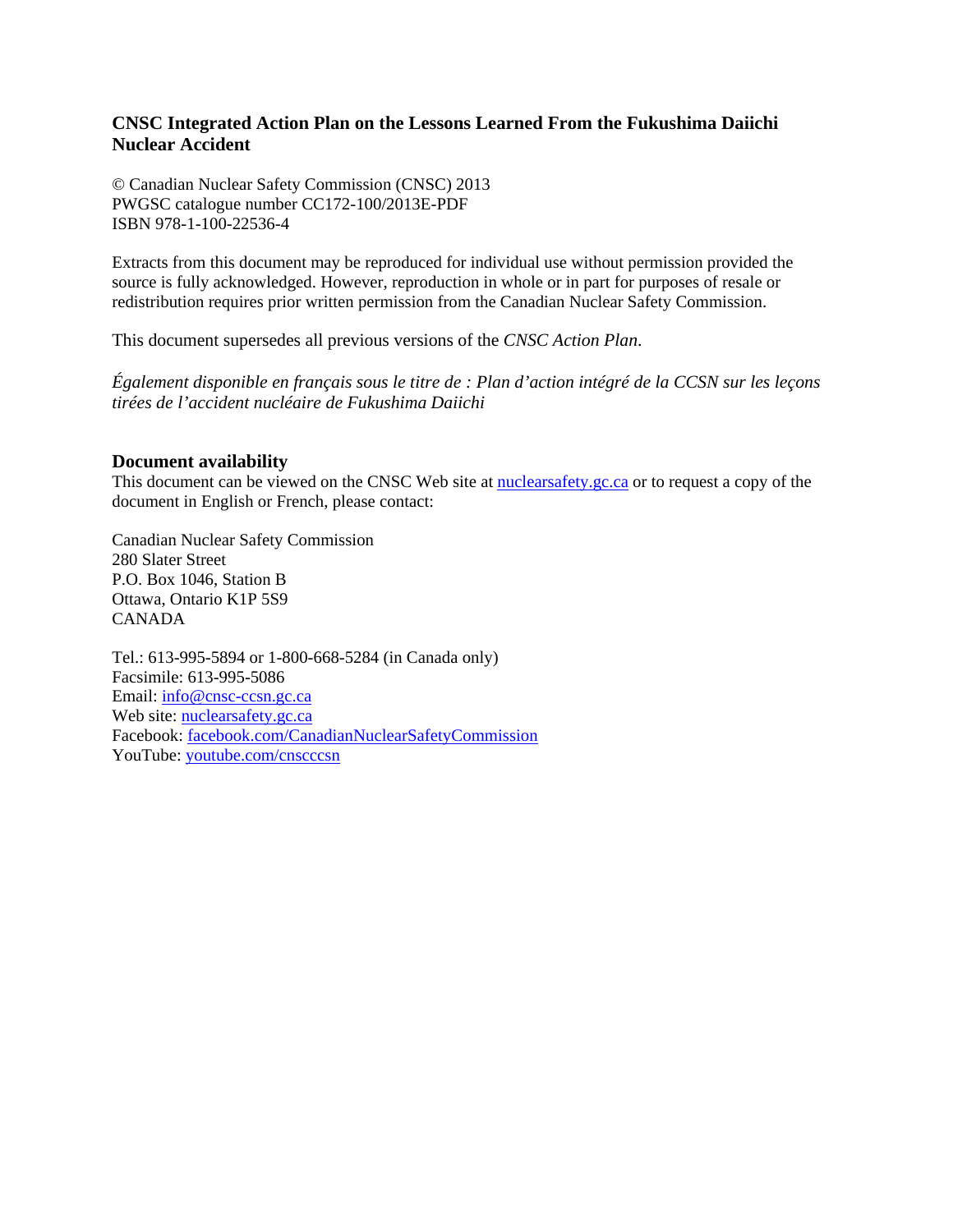**CNSC Integrated Action Plan on the Lessons Learned From the Fukushima Daiichi Nuclear Accident**

© Canadian Nuclear Safety Commission (CNSC) 2013
PWGSC catalogue number CC172-100/2013E-PDF
ISBN 978-1-100-22536-4

Extracts from this document may be reproduced for individual use without permission provided the source is fully acknowledged. However, reproduction in whole or in part for purposes of resale or redistribution requires prior written permission from the Canadian Nuclear Safety Commission.

This document supersedes all previous versions of the *CNSC Action Plan*.

*Également disponible en français sous le titre de : Plan d'action intégré de la CCSN sur les leçons tirées de l'accident nucléaire de Fukushima Daiichi*

## Document availability

This document can be viewed on the CNSC Web site at nuclearsafety.gc.ca or to request a copy of the document in English or French, please contact:

Canadian Nuclear Safety Commission
280 Slater Street
P.O. Box 1046, Station B
Ottawa, Ontario K1P 5S9
CANADA

Tel.: 613-995-5894 or 1-800-668-5284 (in Canada only)
Facsimile: 613-995-5086
Email: info@cnsc-ccsn.gc.ca
Web site: nuclearsafety.gc.ca
Facebook: facebook.com/CanadianNuclearSafetyCommission
YouTube: youtube.com/cnscccsn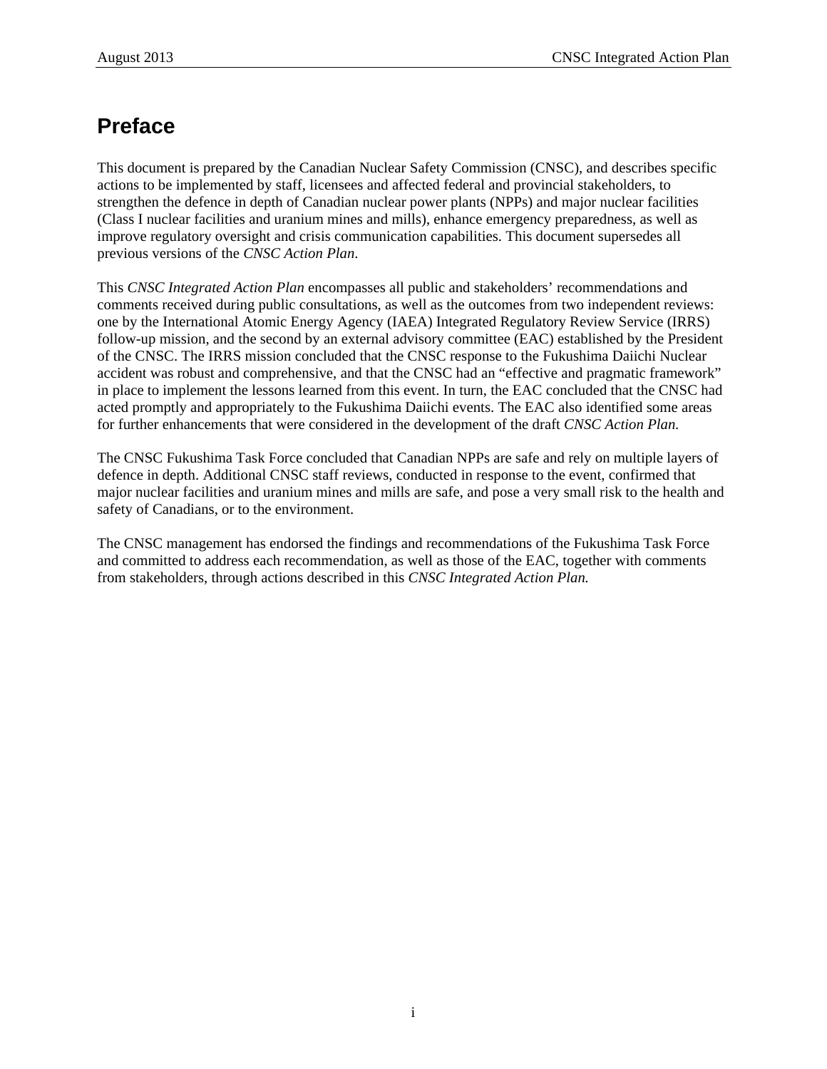# Preface

This document is prepared by the Canadian Nuclear Safety Commission (CNSC), and describes specific actions to be implemented by staff, licensees and affected federal and provincial stakeholders, to strengthen the defence in depth of Canadian nuclear power plants (NPPs) and major nuclear facilities (Class I nuclear facilities and uranium mines and mills), enhance emergency preparedness, as well as improve regulatory oversight and crisis communication capabilities. This document supersedes all previous versions of the *CNSC Action Plan*.

This *CNSC Integrated Action Plan* encompasses all public and stakeholders' recommendations and comments received during public consultations, as well as the outcomes from two independent reviews: one by the International Atomic Energy Agency (IAEA) Integrated Regulatory Review Service (IRRS) follow-up mission, and the second by an external advisory committee (EAC) established by the President of the CNSC. The IRRS mission concluded that the CNSC response to the Fukushima Daiichi Nuclear accident was robust and comprehensive, and that the CNSC had an "effective and pragmatic framework" in place to implement the lessons learned from this event. In turn, the EAC concluded that the CNSC had acted promptly and appropriately to the Fukushima Daiichi events. The EAC also identified some areas for further enhancements that were considered in the development of the draft *CNSC Action Plan.*

The CNSC Fukushima Task Force concluded that Canadian NPPs are safe and rely on multiple layers of defence in depth. Additional CNSC staff reviews, conducted in response to the event, confirmed that major nuclear facilities and uranium mines and mills are safe, and pose a very small risk to the health and safety of Canadians, or to the environment.

The CNSC management has endorsed the findings and recommendations of the Fukushima Task Force and committed to address each recommendation, as well as those of the EAC, together with comments from stakeholders, through actions described in this *CNSC Integrated Action Plan.*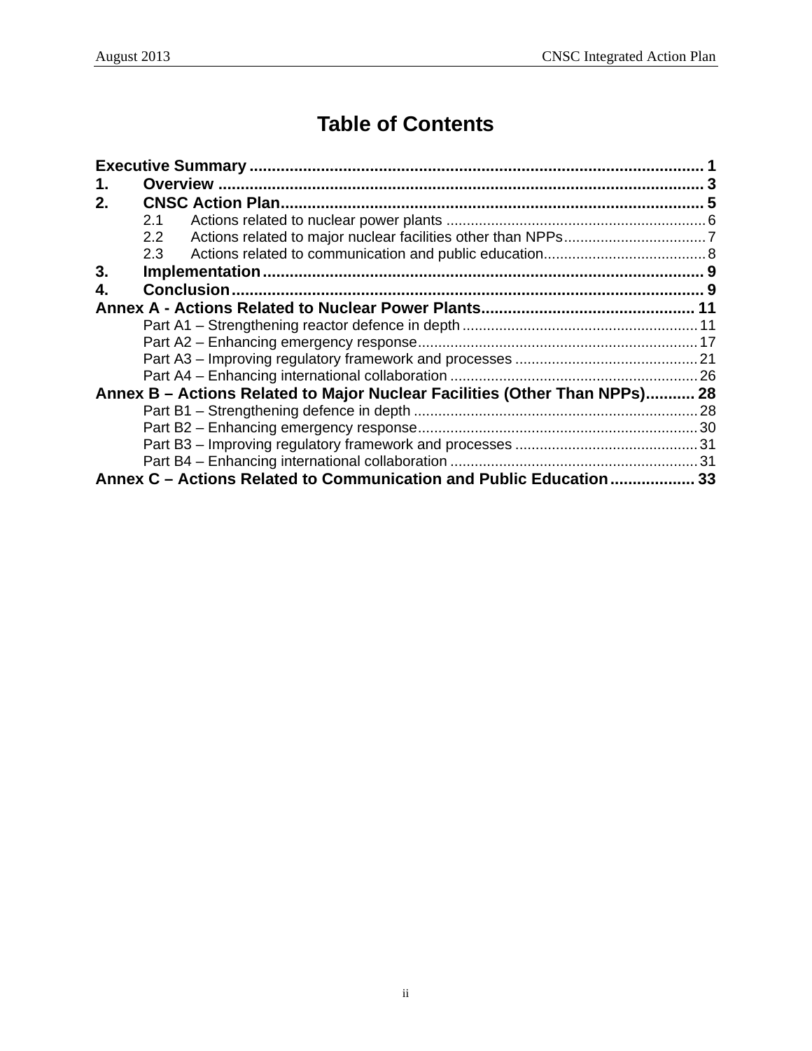# Table of Contents

**Executive Summary** .................................................................................................... **1**

**1. Overview** ........................................................................................................... **3**

**2. CNSC Action Plan** ............................................................................................ **5**

- 2.1 Actions related to nuclear power plants ............................................................... 6
- 2.2 Actions related to major nuclear facilities other than NPPs .................................. 7
- 2.3 Actions related to communication and public education ....................................... 8

**3. Implementation** ................................................................................................... **9**

**4. Conclusion** .......................................................................................................... **9**

**Annex A - Actions Related to Nuclear Power Plants** ................................................ **11**

- Part A1 – Strengthening reactor defence in depth .......................................................... 11
- Part A2 – Enhancing emergency response ..................................................................... 17
- Part A3 – Improving regulatory framework and processes ............................................ 21
- Part A4 – Enhancing international collaboration ............................................................ 26

**Annex B – Actions Related to Major Nuclear Facilities (Other Than NPPs)** ........... **28**

- Part B1 – Strengthening defence in depth ...................................................................... 28
- Part B2 – Enhancing emergency response ..................................................................... 30
- Part B3 – Improving regulatory framework and processes ............................................ 31
- Part B4 – Enhancing international collaboration ............................................................ 31

**Annex C – Actions Related to Communication and Public Education** ................... **33**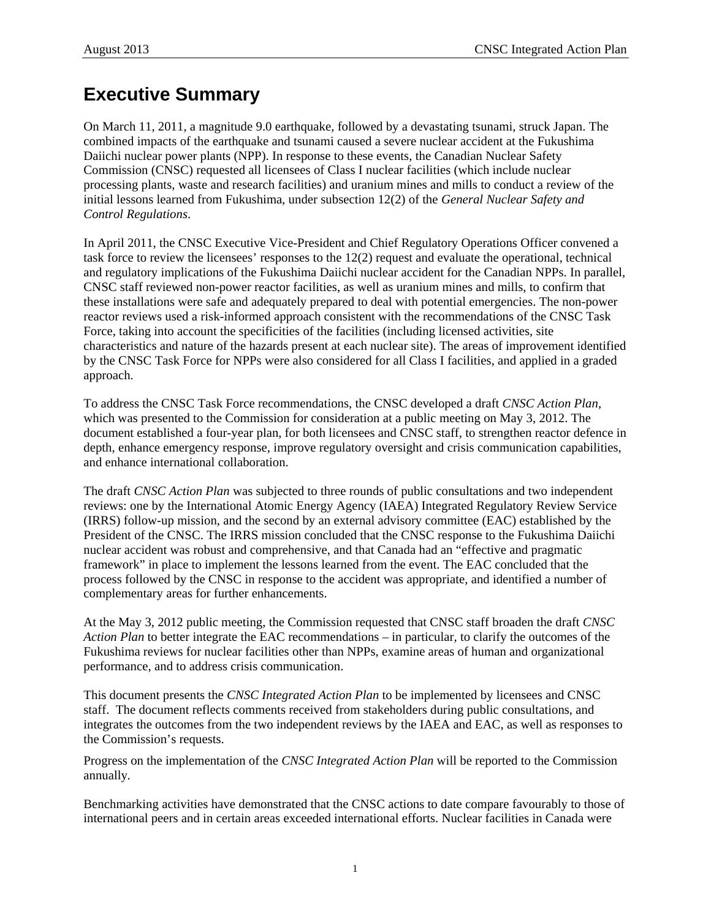# Executive Summary

On March 11, 2011, a magnitude 9.0 earthquake, followed by a devastating tsunami, struck Japan. The combined impacts of the earthquake and tsunami caused a severe nuclear accident at the Fukushima Daiichi nuclear power plants (NPP). In response to these events, the Canadian Nuclear Safety Commission (CNSC) requested all licensees of Class I nuclear facilities (which include nuclear processing plants, waste and research facilities) and uranium mines and mills to conduct a review of the initial lessons learned from Fukushima, under subsection 12(2) of the *General Nuclear Safety and Control Regulations*.

In April 2011, the CNSC Executive Vice-President and Chief Regulatory Operations Officer convened a task force to review the licensees' responses to the 12(2) request and evaluate the operational, technical and regulatory implications of the Fukushima Daiichi nuclear accident for the Canadian NPPs. In parallel, CNSC staff reviewed non-power reactor facilities, as well as uranium mines and mills, to confirm that these installations were safe and adequately prepared to deal with potential emergencies. The non-power reactor reviews used a risk-informed approach consistent with the recommendations of the CNSC Task Force, taking into account the specificities of the facilities (including licensed activities, site characteristics and nature of the hazards present at each nuclear site). The areas of improvement identified by the CNSC Task Force for NPPs were also considered for all Class I facilities, and applied in a graded approach.

To address the CNSC Task Force recommendations, the CNSC developed a draft *CNSC Action Plan*, which was presented to the Commission for consideration at a public meeting on May 3, 2012. The document established a four-year plan, for both licensees and CNSC staff, to strengthen reactor defence in depth, enhance emergency response, improve regulatory oversight and crisis communication capabilities, and enhance international collaboration.

The draft *CNSC Action Plan* was subjected to three rounds of public consultations and two independent reviews: one by the International Atomic Energy Agency (IAEA) Integrated Regulatory Review Service (IRRS) follow-up mission, and the second by an external advisory committee (EAC) established by the President of the CNSC. The IRRS mission concluded that the CNSC response to the Fukushima Daiichi nuclear accident was robust and comprehensive, and that Canada had an "effective and pragmatic framework" in place to implement the lessons learned from the event. The EAC concluded that the process followed by the CNSC in response to the accident was appropriate, and identified a number of complementary areas for further enhancements.

At the May 3, 2012 public meeting, the Commission requested that CNSC staff broaden the draft *CNSC Action Plan* to better integrate the EAC recommendations – in particular, to clarify the outcomes of the Fukushima reviews for nuclear facilities other than NPPs, examine areas of human and organizational performance, and to address crisis communication.

This document presents the *CNSC Integrated Action Plan* to be implemented by licensees and CNSC staff. The document reflects comments received from stakeholders during public consultations, and integrates the outcomes from the two independent reviews by the IAEA and EAC, as well as responses to the Commission's requests.

Progress on the implementation of the *CNSC Integrated Action Plan* will be reported to the Commission annually.

Benchmarking activities have demonstrated that the CNSC actions to date compare favourably to those of international peers and in certain areas exceeded international efforts. Nuclear facilities in Canada were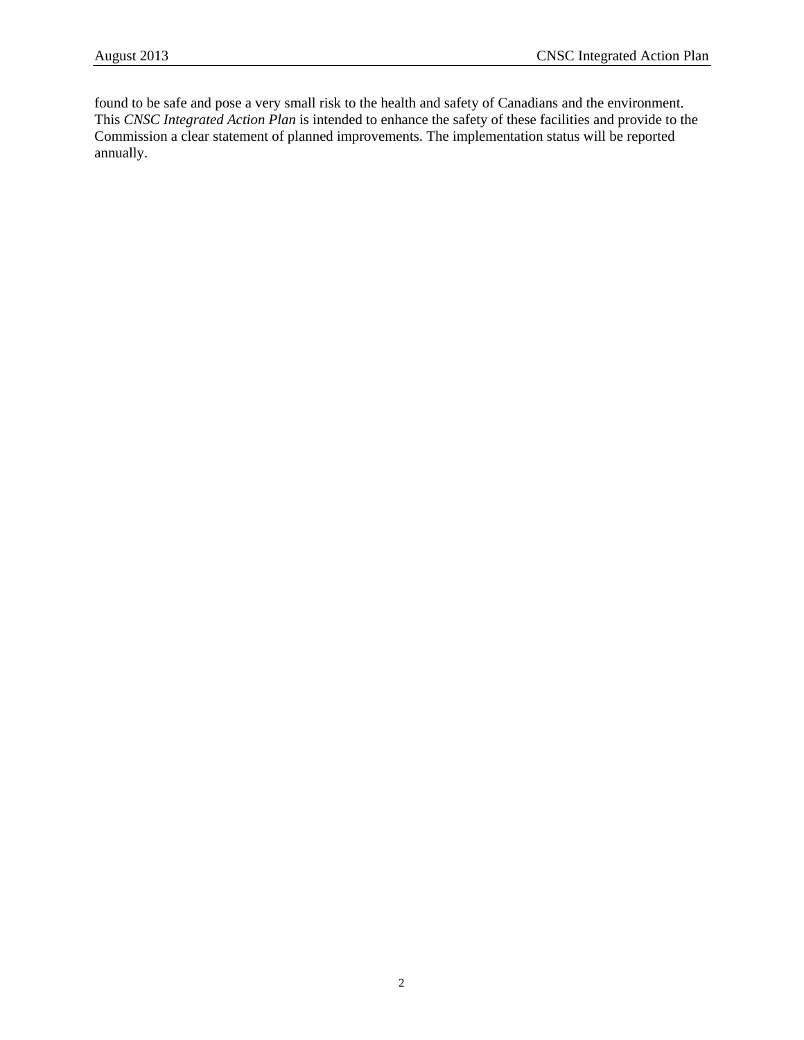found to be safe and pose a very small risk to the health and safety of Canadians and the environment. This *CNSC Integrated Action Plan* is intended to enhance the safety of these facilities and provide to the Commission a clear statement of planned improvements. The implementation status will be reported annually.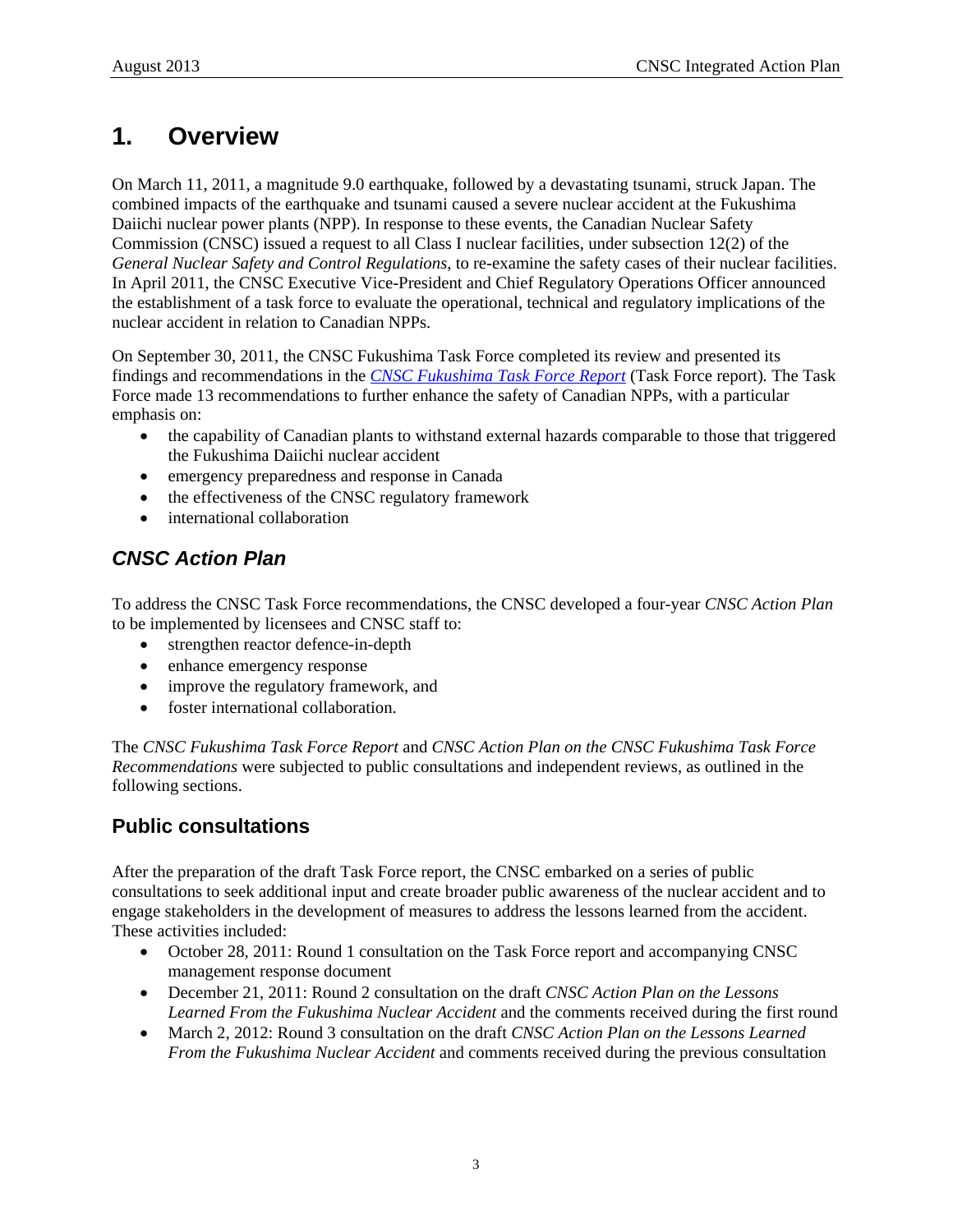# 1. Overview

On March 11, 2011, a magnitude 9.0 earthquake, followed by a devastating tsunami, struck Japan. The combined impacts of the earthquake and tsunami caused a severe nuclear accident at the Fukushima Daiichi nuclear power plants (NPP). In response to these events, the Canadian Nuclear Safety Commission (CNSC) issued a request to all Class I nuclear facilities, under subsection 12(2) of the *General Nuclear Safety and Control Regulations*, to re-examine the safety cases of their nuclear facilities. In April 2011, the CNSC Executive Vice-President and Chief Regulatory Operations Officer announced the establishment of a task force to evaluate the operational, technical and regulatory implications of the nuclear accident in relation to Canadian NPPs.

On September 30, 2011, the CNSC Fukushima Task Force completed its review and presented its findings and recommendations in the *CNSC Fukushima Task Force Report* (Task Force report). The Task Force made 13 recommendations to further enhance the safety of Canadian NPPs, with a particular emphasis on:

- the capability of Canadian plants to withstand external hazards comparable to those that triggered the Fukushima Daiichi nuclear accident
- emergency preparedness and response in Canada
- the effectiveness of the CNSC regulatory framework
- international collaboration

## *CNSC Action Plan*

To address the CNSC Task Force recommendations, the CNSC developed a four-year *CNSC Action Plan* to be implemented by licensees and CNSC staff to:

- strengthen reactor defence-in-depth
- enhance emergency response
- improve the regulatory framework, and
- foster international collaboration.

The *CNSC Fukushima Task Force Report* and *CNSC Action Plan on the CNSC Fukushima Task Force Recommendations* were subjected to public consultations and independent reviews, as outlined in the following sections.

## Public consultations

After the preparation of the draft Task Force report, the CNSC embarked on a series of public consultations to seek additional input and create broader public awareness of the nuclear accident and to engage stakeholders in the development of measures to address the lessons learned from the accident. These activities included:

- October 28, 2011: Round 1 consultation on the Task Force report and accompanying CNSC management response document
- December 21, 2011: Round 2 consultation on the draft *CNSC Action Plan on the Lessons Learned From the Fukushima Nuclear Accident* and the comments received during the first round
- March 2, 2012: Round 3 consultation on the draft *CNSC Action Plan on the Lessons Learned From the Fukushima Nuclear Accident* and comments received during the previous consultation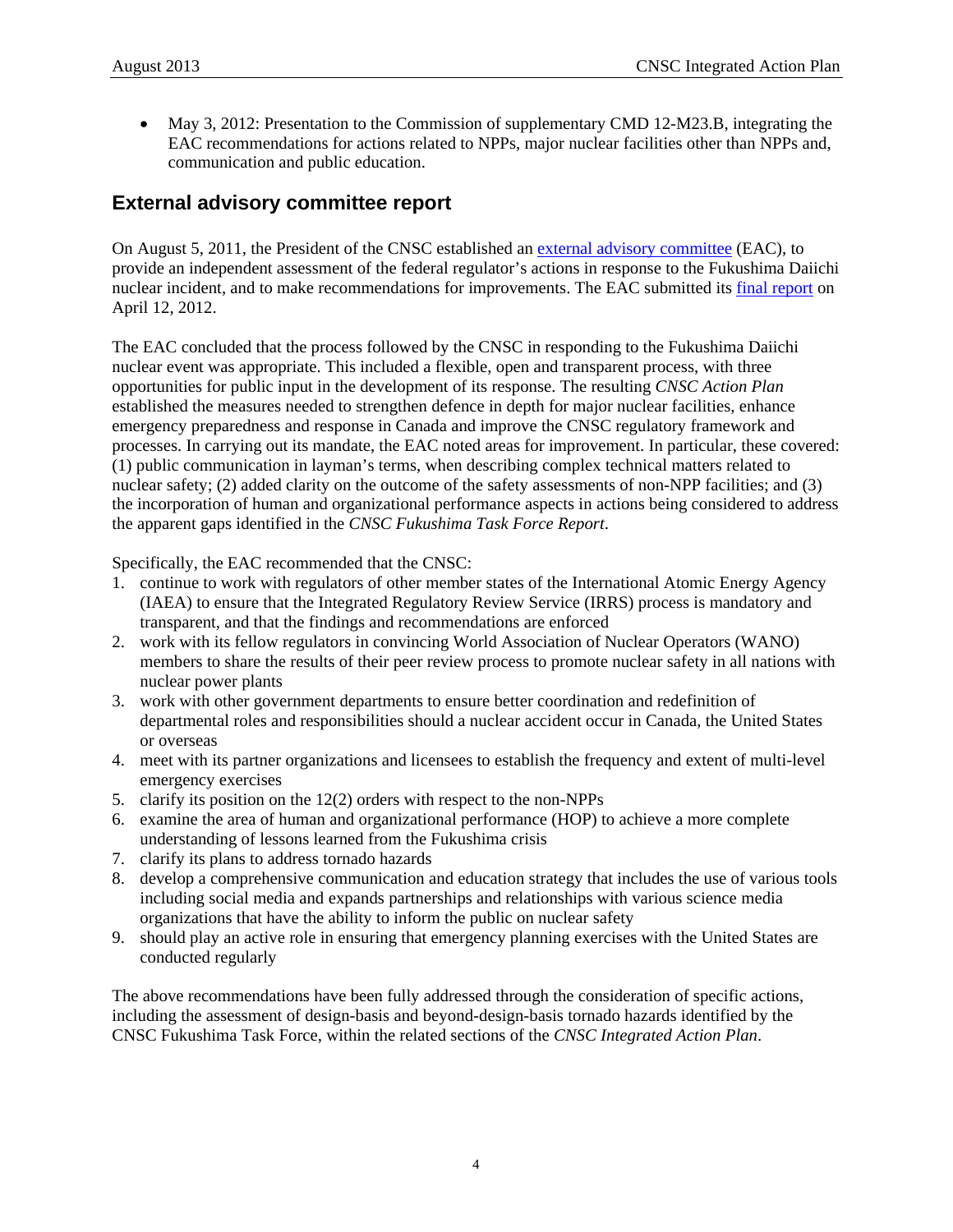- May 3, 2012: Presentation to the Commission of supplementary CMD 12-M23.B, integrating the EAC recommendations for actions related to NPPs, major nuclear facilities other than NPPs and, communication and public education.

## External advisory committee report

On August 5, 2011, the President of the CNSC established an external advisory committee (EAC), to provide an independent assessment of the federal regulator's actions in response to the Fukushima Daiichi nuclear incident, and to make recommendations for improvements. The EAC submitted its final report on April 12, 2012.

The EAC concluded that the process followed by the CNSC in responding to the Fukushima Daiichi nuclear event was appropriate. This included a flexible, open and transparent process, with three opportunities for public input in the development of its response. The resulting *CNSC Action Plan* established the measures needed to strengthen defence in depth for major nuclear facilities, enhance emergency preparedness and response in Canada and improve the CNSC regulatory framework and processes. In carrying out its mandate, the EAC noted areas for improvement. In particular, these covered: (1) public communication in layman's terms, when describing complex technical matters related to nuclear safety; (2) added clarity on the outcome of the safety assessments of non-NPP facilities; and (3) the incorporation of human and organizational performance aspects in actions being considered to address the apparent gaps identified in the *CNSC Fukushima Task Force Report*.

Specifically, the EAC recommended that the CNSC:

1. continue to work with regulators of other member states of the International Atomic Energy Agency (IAEA) to ensure that the Integrated Regulatory Review Service (IRRS) process is mandatory and transparent, and that the findings and recommendations are enforced
2. work with its fellow regulators in convincing World Association of Nuclear Operators (WANO) members to share the results of their peer review process to promote nuclear safety in all nations with nuclear power plants
3. work with other government departments to ensure better coordination and redefinition of departmental roles and responsibilities should a nuclear accident occur in Canada, the United States or overseas
4. meet with its partner organizations and licensees to establish the frequency and extent of multi-level emergency exercises
5. clarify its position on the 12(2) orders with respect to the non-NPPs
6. examine the area of human and organizational performance (HOP) to achieve a more complete understanding of lessons learned from the Fukushima crisis
7. clarify its plans to address tornado hazards
8. develop a comprehensive communication and education strategy that includes the use of various tools including social media and expands partnerships and relationships with various science media organizations that have the ability to inform the public on nuclear safety
9. should play an active role in ensuring that emergency planning exercises with the United States are conducted regularly

The above recommendations have been fully addressed through the consideration of specific actions, including the assessment of design-basis and beyond-design-basis tornado hazards identified by the CNSC Fukushima Task Force, within the related sections of the *CNSC Integrated Action Plan*.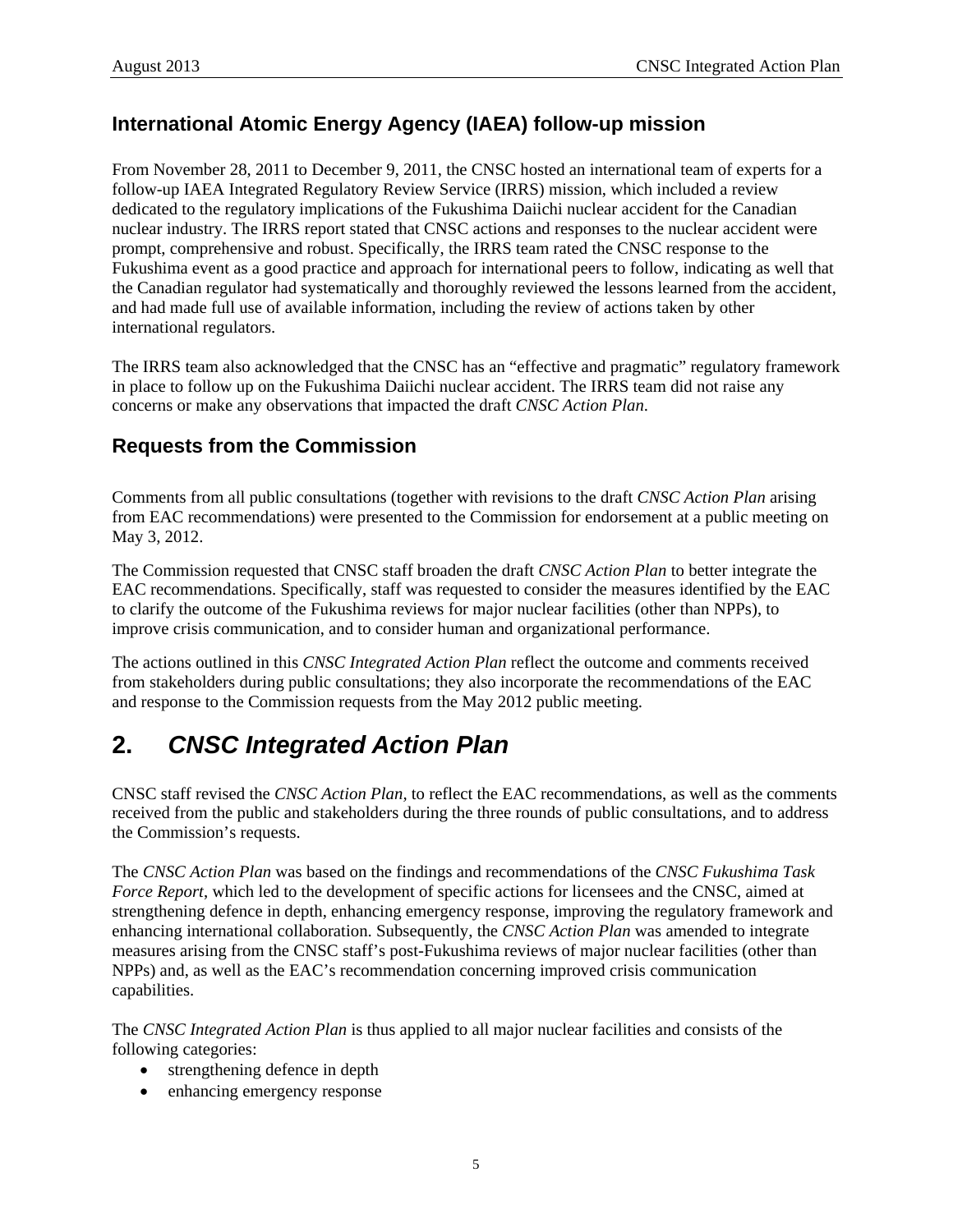### International Atomic Energy Agency (IAEA) follow-up mission

From November 28, 2011 to December 9, 2011, the CNSC hosted an international team of experts for a follow-up IAEA Integrated Regulatory Review Service (IRRS) mission, which included a review dedicated to the regulatory implications of the Fukushima Daiichi nuclear accident for the Canadian nuclear industry. The IRRS report stated that CNSC actions and responses to the nuclear accident were prompt, comprehensive and robust. Specifically, the IRRS team rated the CNSC response to the Fukushima event as a good practice and approach for international peers to follow, indicating as well that the Canadian regulator had systematically and thoroughly reviewed the lessons learned from the accident, and had made full use of available information, including the review of actions taken by other international regulators.

The IRRS team also acknowledged that the CNSC has an "effective and pragmatic" regulatory framework in place to follow up on the Fukushima Daiichi nuclear accident. The IRRS team did not raise any concerns or make any observations that impacted the draft *CNSC Action Plan*.

### Requests from the Commission

Comments from all public consultations (together with revisions to the draft *CNSC Action Plan* arising from EAC recommendations) were presented to the Commission for endorsement at a public meeting on May 3, 2012.

The Commission requested that CNSC staff broaden the draft *CNSC Action Plan* to better integrate the EAC recommendations. Specifically, staff was requested to consider the measures identified by the EAC to clarify the outcome of the Fukushima reviews for major nuclear facilities (other than NPPs), to improve crisis communication, and to consider human and organizational performance.

The actions outlined in this *CNSC Integrated Action Plan* reflect the outcome and comments received from stakeholders during public consultations; they also incorporate the recommendations of the EAC and response to the Commission requests from the May 2012 public meeting.

## 2. *CNSC Integrated Action Plan*

CNSC staff revised the *CNSC Action Plan*, to reflect the EAC recommendations, as well as the comments received from the public and stakeholders during the three rounds of public consultations, and to address the Commission's requests.

The *CNSC Action Plan* was based on the findings and recommendations of the *CNSC Fukushima Task Force Report*, which led to the development of specific actions for licensees and the CNSC, aimed at strengthening defence in depth, enhancing emergency response, improving the regulatory framework and enhancing international collaboration. Subsequently, the *CNSC Action Plan* was amended to integrate measures arising from the CNSC staff's post-Fukushima reviews of major nuclear facilities (other than NPPs) and, as well as the EAC's recommendation concerning improved crisis communication capabilities.

The *CNSC Integrated Action Plan* is thus applied to all major nuclear facilities and consists of the following categories:

- strengthening defence in depth
- enhancing emergency response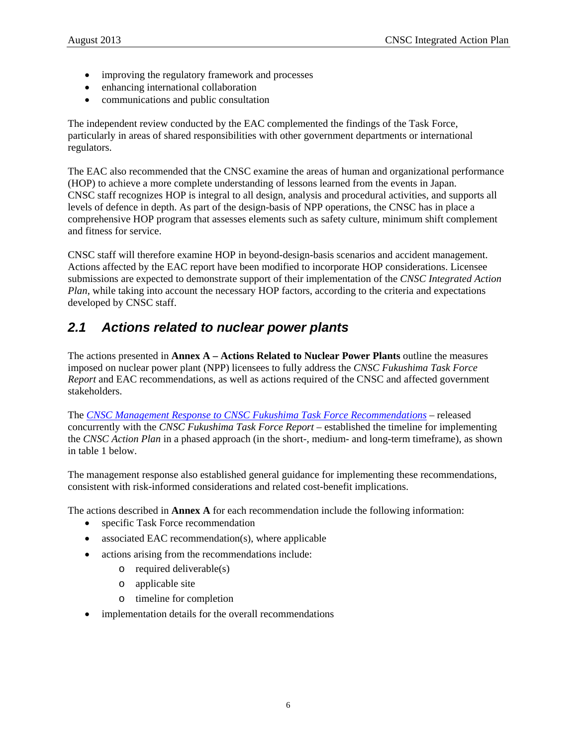- improving the regulatory framework and processes
- enhancing international collaboration
- communications and public consultation

The independent review conducted by the EAC complemented the findings of the Task Force, particularly in areas of shared responsibilities with other government departments or international regulators.

The EAC also recommended that the CNSC examine the areas of human and organizational performance (HOP) to achieve a more complete understanding of lessons learned from the events in Japan. CNSC staff recognizes HOP is integral to all design, analysis and procedural activities, and supports all levels of defence in depth. As part of the design-basis of NPP operations, the CNSC has in place a comprehensive HOP program that assesses elements such as safety culture, minimum shift complement and fitness for service.

CNSC staff will therefore examine HOP in beyond-design-basis scenarios and accident management. Actions affected by the EAC report have been modified to incorporate HOP considerations. Licensee submissions are expected to demonstrate support of their implementation of the *CNSC Integrated Action Plan*, while taking into account the necessary HOP factors, according to the criteria and expectations developed by CNSC staff.

## 2.1 Actions related to nuclear power plants

The actions presented in **Annex A – Actions Related to Nuclear Power Plants** outline the measures imposed on nuclear power plant (NPP) licensees to fully address the *CNSC Fukushima Task Force Report* and EAC recommendations, as well as actions required of the CNSC and affected government stakeholders.

The *CNSC Management Response to CNSC Fukushima Task Force Recommendations* – released concurrently with the *CNSC Fukushima Task Force Report* – established the timeline for implementing the *CNSC Action Plan* in a phased approach (in the short-, medium- and long-term timeframe), as shown in table 1 below.

The management response also established general guidance for implementing these recommendations, consistent with risk-informed considerations and related cost-benefit implications.

The actions described in **Annex A** for each recommendation include the following information:

- specific Task Force recommendation
- associated EAC recommendation(s), where applicable
- actions arising from the recommendations include:
  - required deliverable(s)
  - applicable site
  - timeline for completion
- implementation details for the overall recommendations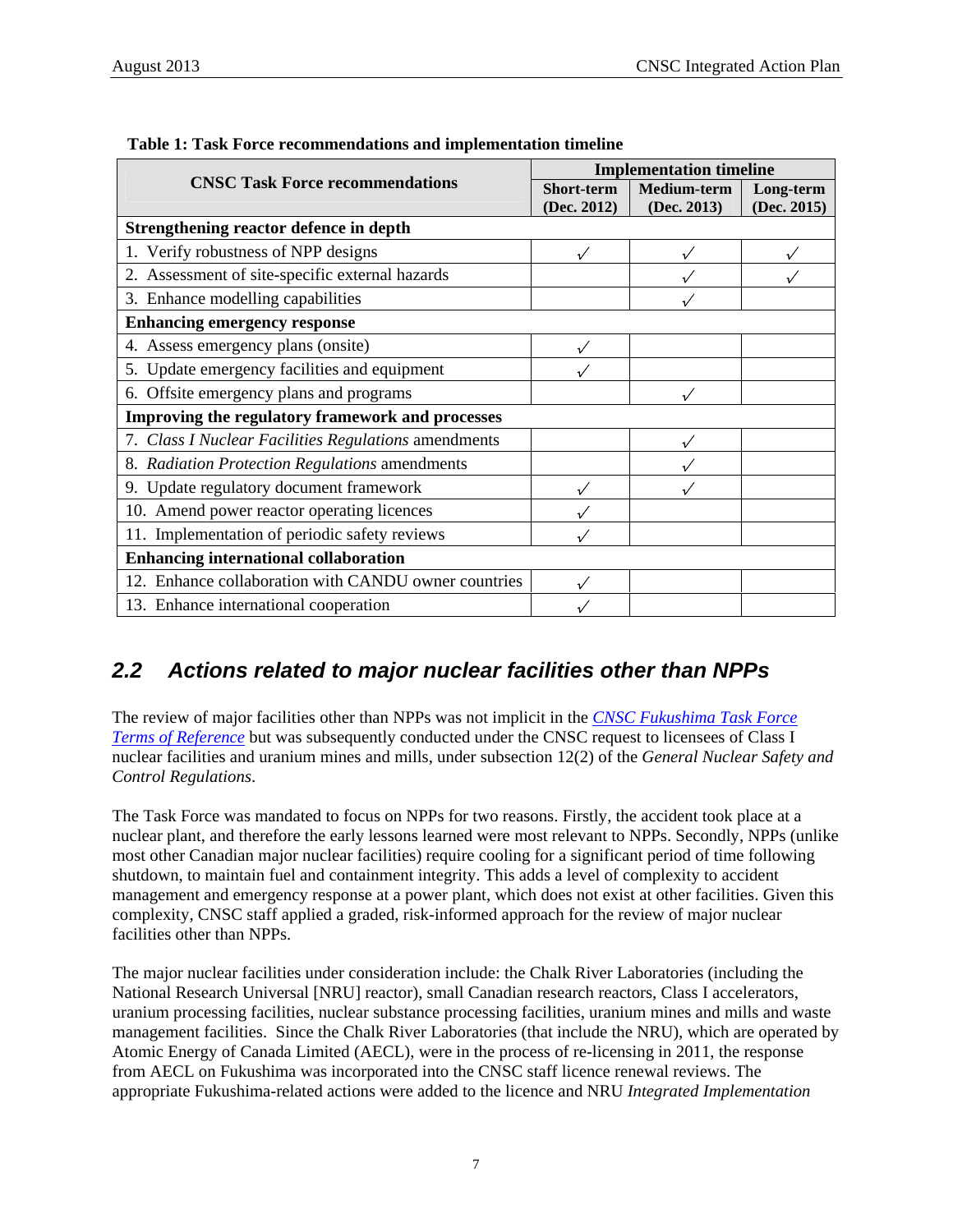**Table 1: Task Force recommendations and implementation timeline**

| CNSC Task Force recommendations | Implementation timeline | | |
|---|---|---|---|
| | Short-term (Dec. 2012) | Medium-term (Dec. 2013) | Long-term (Dec. 2015) |
| **Strengthening reactor defence in depth** | | | |
| 1. Verify robustness of NPP designs | ✓ | ✓ | ✓ |
| 2. Assessment of site-specific external hazards | | ✓ | ✓ |
| 3. Enhance modelling capabilities | | ✓ | |
| **Enhancing emergency response** | | | |
| 4. Assess emergency plans (onsite) | ✓ | | |
| 5. Update emergency facilities and equipment | ✓ | | |
| 6. Offsite emergency plans and programs | | ✓ | |
| **Improving the regulatory framework and processes** | | | |
| 7. *Class I Nuclear Facilities Regulations* amendments | | ✓ | |
| 8. *Radiation Protection Regulations* amendments | | ✓ | |
| 9. Update regulatory document framework | ✓ | ✓ | |
| 10. Amend power reactor operating licences | ✓ | | |
| 11. Implementation of periodic safety reviews | ✓ | | |
| **Enhancing international collaboration** | | | |
| 12. Enhance collaboration with CANDU owner countries | ✓ | | |
| 13. Enhance international cooperation | ✓ | | |

## 2.2 Actions related to major nuclear facilities other than NPPs

The review of major facilities other than NPPs was not implicit in the *CNSC Fukushima Task Force Terms of Reference* but was subsequently conducted under the CNSC request to licensees of Class I nuclear facilities and uranium mines and mills, under subsection 12(2) of the *General Nuclear Safety and Control Regulations*.

The Task Force was mandated to focus on NPPs for two reasons. Firstly, the accident took place at a nuclear plant, and therefore the early lessons learned were most relevant to NPPs. Secondly, NPPs (unlike most other Canadian major nuclear facilities) require cooling for a significant period of time following shutdown, to maintain fuel and containment integrity. This adds a level of complexity to accident management and emergency response at a power plant, which does not exist at other facilities. Given this complexity, CNSC staff applied a graded, risk-informed approach for the review of major nuclear facilities other than NPPs.

The major nuclear facilities under consideration include: the Chalk River Laboratories (including the National Research Universal [NRU] reactor), small Canadian research reactors, Class I accelerators, uranium processing facilities, nuclear substance processing facilities, uranium mines and mills and waste management facilities. Since the Chalk River Laboratories (that include the NRU), which are operated by Atomic Energy of Canada Limited (AECL), were in the process of re-licensing in 2011, the response from AECL on Fukushima was incorporated into the CNSC staff licence renewal reviews. The appropriate Fukushima-related actions were added to the licence and NRU *Integrated Implementation*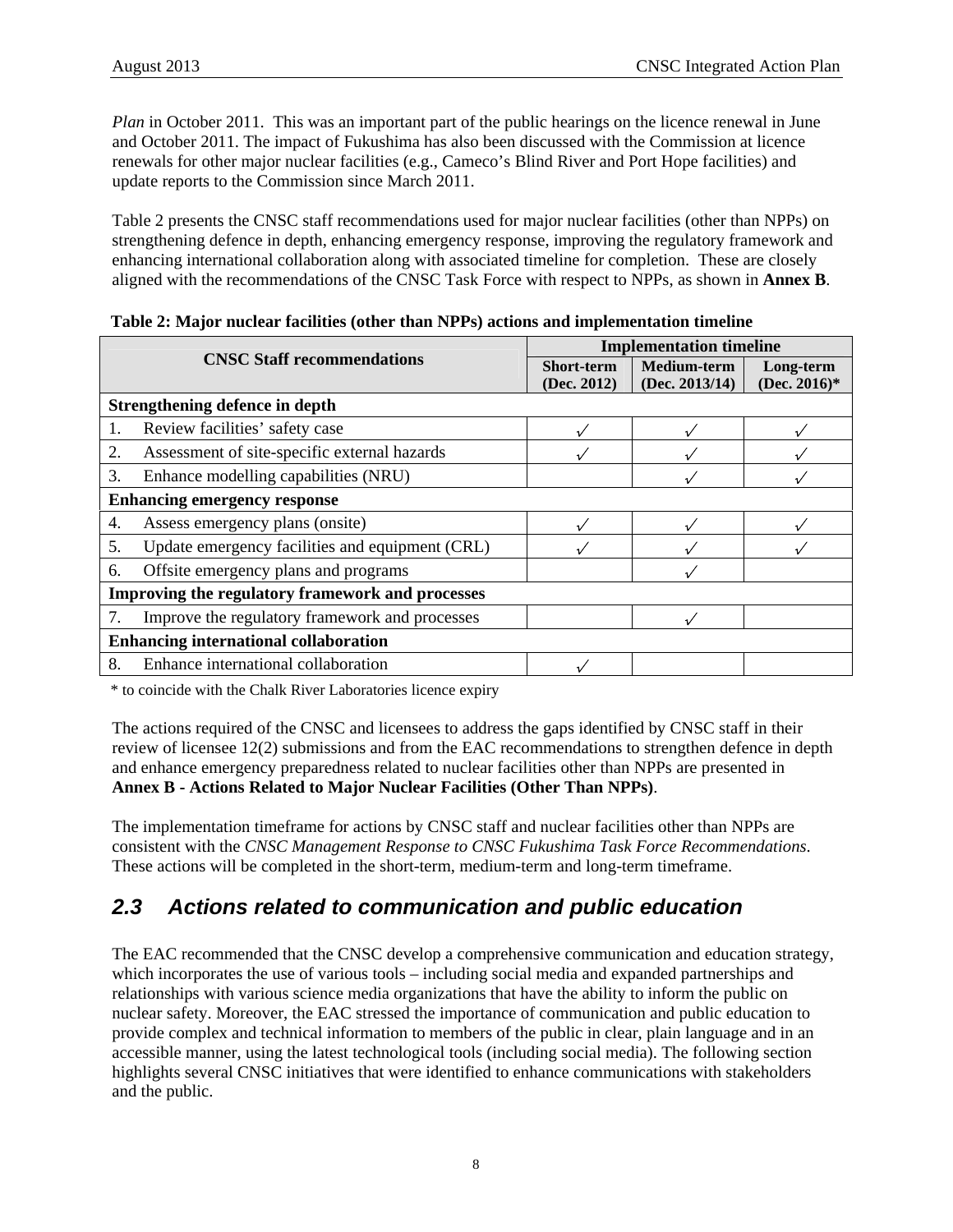*Plan* in October 2011. This was an important part of the public hearings on the licence renewal in June and October 2011. The impact of Fukushima has also been discussed with the Commission at licence renewals for other major nuclear facilities (e.g., Cameco's Blind River and Port Hope facilities) and update reports to the Commission since March 2011.

Table 2 presents the CNSC staff recommendations used for major nuclear facilities (other than NPPs) on strengthening defence in depth, enhancing emergency response, improving the regulatory framework and enhancing international collaboration along with associated timeline for completion. These are closely aligned with the recommendations of the CNSC Task Force with respect to NPPs, as shown in **Annex B**.

**Table 2: Major nuclear facilities (other than NPPs) actions and implementation timeline**

| CNSC Staff recommendations | Implementation timeline | | |
|---|---|---|---|
| | Short-term (Dec. 2012) | Medium-term (Dec. 2013/14) | Long-term (Dec. 2016)* |
| **Strengthening defence in depth** | | | |
| 1. Review facilities' safety case | ✓ | ✓ | ✓ |
| 2. Assessment of site-specific external hazards | ✓ | ✓ | ✓ |
| 3. Enhance modelling capabilities (NRU) | | ✓ | ✓ |
| **Enhancing emergency response** | | | |
| 4. Assess emergency plans (onsite) | ✓ | ✓ | ✓ |
| 5. Update emergency facilities and equipment (CRL) | ✓ | ✓ | ✓ |
| 6. Offsite emergency plans and programs | | ✓ | |
| **Improving the regulatory framework and processes** | | | |
| 7. Improve the regulatory framework and processes | | ✓ | |
| **Enhancing international collaboration** | | | |
| 8. Enhance international collaboration | ✓ | | |

\* to coincide with the Chalk River Laboratories licence expiry

The actions required of the CNSC and licensees to address the gaps identified by CNSC staff in their review of licensee 12(2) submissions and from the EAC recommendations to strengthen defence in depth and enhance emergency preparedness related to nuclear facilities other than NPPs are presented in **Annex B - Actions Related to Major Nuclear Facilities (Other Than NPPs)**.

The implementation timeframe for actions by CNSC staff and nuclear facilities other than NPPs are consistent with the *CNSC Management Response to CNSC Fukushima Task Force Recommendations*. These actions will be completed in the short-term, medium-term and long-term timeframe.

## 2.3 Actions related to communication and public education

The EAC recommended that the CNSC develop a comprehensive communication and education strategy, which incorporates the use of various tools – including social media and expanded partnerships and relationships with various science media organizations that have the ability to inform the public on nuclear safety. Moreover, the EAC stressed the importance of communication and public education to provide complex and technical information to members of the public in clear, plain language and in an accessible manner, using the latest technological tools (including social media). The following section highlights several CNSC initiatives that were identified to enhance communications with stakeholders and the public.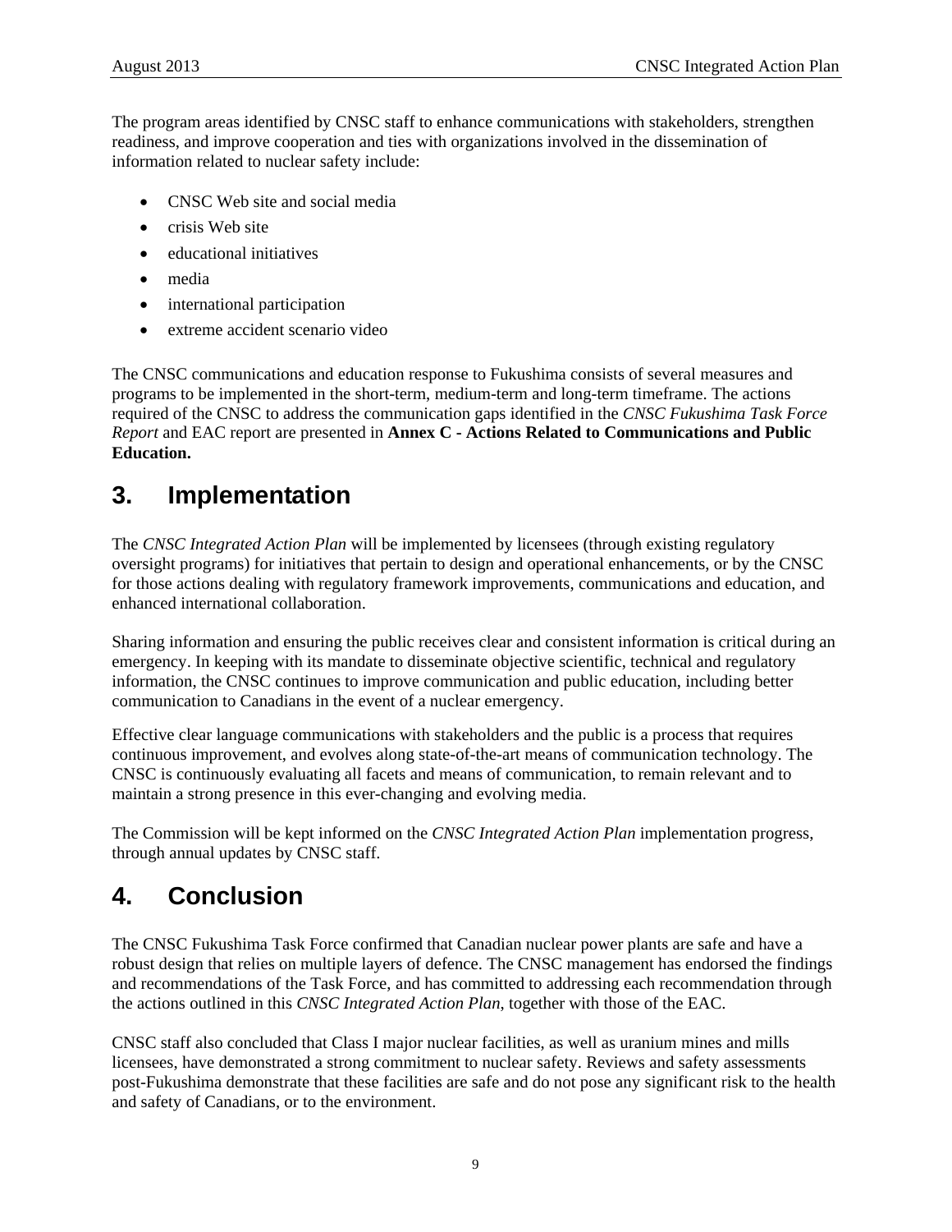The program areas identified by CNSC staff to enhance communications with stakeholders, strengthen readiness, and improve cooperation and ties with organizations involved in the dissemination of information related to nuclear safety include:

- CNSC Web site and social media
- crisis Web site
- educational initiatives
- media
- international participation
- extreme accident scenario video

The CNSC communications and education response to Fukushima consists of several measures and programs to be implemented in the short-term, medium-term and long-term timeframe. The actions required of the CNSC to address the communication gaps identified in the *CNSC Fukushima Task Force Report* and EAC report are presented in **Annex C - Actions Related to Communications and Public Education.**

# 3. Implementation

The *CNSC Integrated Action Plan* will be implemented by licensees (through existing regulatory oversight programs) for initiatives that pertain to design and operational enhancements, or by the CNSC for those actions dealing with regulatory framework improvements, communications and education, and enhanced international collaboration.

Sharing information and ensuring the public receives clear and consistent information is critical during an emergency. In keeping with its mandate to disseminate objective scientific, technical and regulatory information, the CNSC continues to improve communication and public education, including better communication to Canadians in the event of a nuclear emergency.

Effective clear language communications with stakeholders and the public is a process that requires continuous improvement, and evolves along state-of-the-art means of communication technology. The CNSC is continuously evaluating all facets and means of communication, to remain relevant and to maintain a strong presence in this ever-changing and evolving media.

The Commission will be kept informed on the *CNSC Integrated Action Plan* implementation progress, through annual updates by CNSC staff.

# 4. Conclusion

The CNSC Fukushima Task Force confirmed that Canadian nuclear power plants are safe and have a robust design that relies on multiple layers of defence. The CNSC management has endorsed the findings and recommendations of the Task Force, and has committed to addressing each recommendation through the actions outlined in this *CNSC Integrated Action Plan*, together with those of the EAC.

CNSC staff also concluded that Class I major nuclear facilities, as well as uranium mines and mills licensees, have demonstrated a strong commitment to nuclear safety. Reviews and safety assessments post-Fukushima demonstrate that these facilities are safe and do not pose any significant risk to the health and safety of Canadians, or to the environment.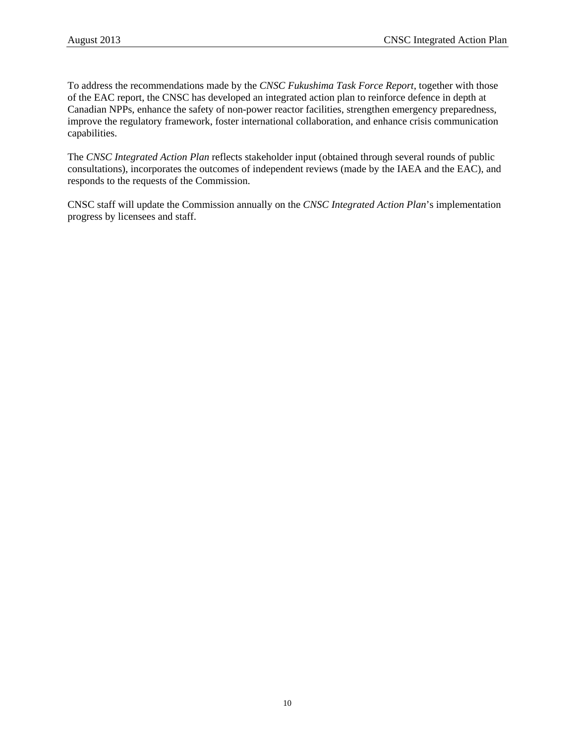To address the recommendations made by the *CNSC Fukushima Task Force Report*, together with those of the EAC report, the CNSC has developed an integrated action plan to reinforce defence in depth at Canadian NPPs, enhance the safety of non-power reactor facilities, strengthen emergency preparedness, improve the regulatory framework, foster international collaboration, and enhance crisis communication capabilities.

The *CNSC Integrated Action Plan* reflects stakeholder input (obtained through several rounds of public consultations), incorporates the outcomes of independent reviews (made by the IAEA and the EAC), and responds to the requests of the Commission.

CNSC staff will update the Commission annually on the *CNSC Integrated Action Plan*'s implementation progress by licensees and staff.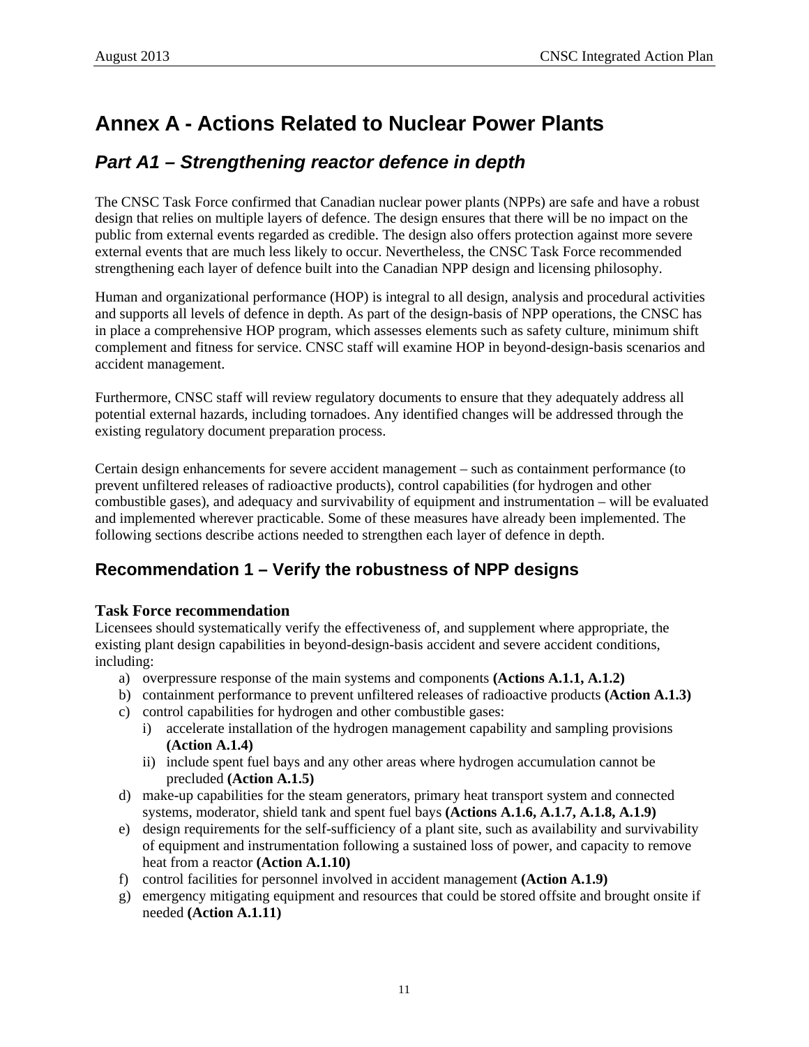# Annex A - Actions Related to Nuclear Power Plants

## *Part A1 – Strengthening reactor defence in depth*

The CNSC Task Force confirmed that Canadian nuclear power plants (NPPs) are safe and have a robust design that relies on multiple layers of defence. The design ensures that there will be no impact on the public from external events regarded as credible. The design also offers protection against more severe external events that are much less likely to occur. Nevertheless, the CNSC Task Force recommended strengthening each layer of defence built into the Canadian NPP design and licensing philosophy.

Human and organizational performance (HOP) is integral to all design, analysis and procedural activities and supports all levels of defence in depth. As part of the design-basis of NPP operations, the CNSC has in place a comprehensive HOP program, which assesses elements such as safety culture, minimum shift complement and fitness for service. CNSC staff will examine HOP in beyond-design-basis scenarios and accident management.

Furthermore, CNSC staff will review regulatory documents to ensure that they adequately address all potential external hazards, including tornadoes. Any identified changes will be addressed through the existing regulatory document preparation process.

Certain design enhancements for severe accident management – such as containment performance (to prevent unfiltered releases of radioactive products), control capabilities (for hydrogen and other combustible gases), and adequacy and survivability of equipment and instrumentation – will be evaluated and implemented wherever practicable. Some of these measures have already been implemented. The following sections describe actions needed to strengthen each layer of defence in depth.

## Recommendation 1 – Verify the robustness of NPP designs

### Task Force recommendation

Licensees should systematically verify the effectiveness of, and supplement where appropriate, the existing plant design capabilities in beyond-design-basis accident and severe accident conditions, including:

a) overpressure response of the main systems and components **(Actions A.1.1, A.1.2)**
b) containment performance to prevent unfiltered releases of radioactive products **(Action A.1.3)**
c) control capabilities for hydrogen and other combustible gases:
   i) accelerate installation of the hydrogen management capability and sampling provisions **(Action A.1.4)**
   ii) include spent fuel bays and any other areas where hydrogen accumulation cannot be precluded **(Action A.1.5)**
d) make-up capabilities for the steam generators, primary heat transport system and connected systems, moderator, shield tank and spent fuel bays **(Actions A.1.6, A.1.7, A.1.8, A.1.9)**
e) design requirements for the self-sufficiency of a plant site, such as availability and survivability of equipment and instrumentation following a sustained loss of power, and capacity to remove heat from a reactor **(Action A.1.10)**
f) control facilities for personnel involved in accident management **(Action A.1.9)**
g) emergency mitigating equipment and resources that could be stored offsite and brought onsite if needed **(Action A.1.11)**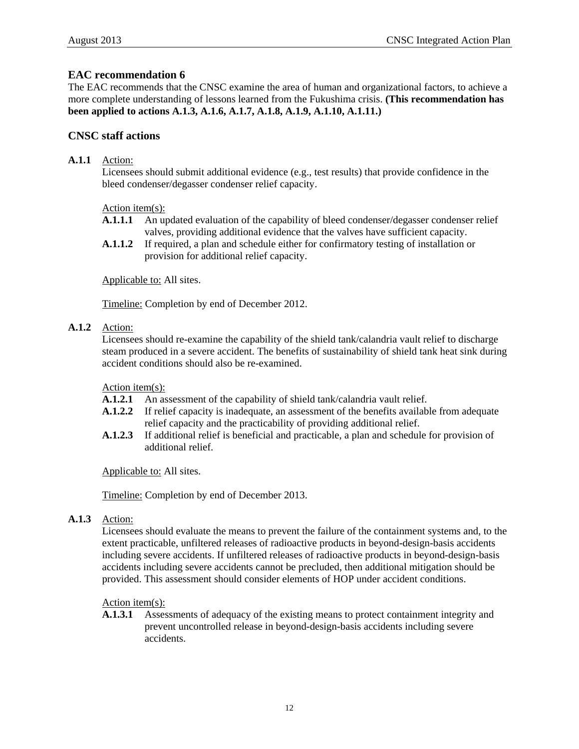## EAC recommendation 6

The EAC recommends that the CNSC examine the area of human and organizational factors, to achieve a more complete understanding of lessons learned from the Fukushima crisis. **(This recommendation has been applied to actions A.1.3, A.1.6, A.1.7, A.1.8, A.1.9, A.1.10, A.1.11.)**

## CNSC staff actions

**A.1.1** Action:

Licensees should submit additional evidence (e.g., test results) that provide confidence in the bleed condenser/degasser condenser relief capacity.

Action item(s):

- **A.1.1.1** An updated evaluation of the capability of bleed condenser/degasser condenser relief valves, providing additional evidence that the valves have sufficient capacity.
- **A.1.1.2** If required, a plan and schedule either for confirmatory testing of installation or provision for additional relief capacity.

Applicable to: All sites.

Timeline: Completion by end of December 2012.

**A.1.2** Action:

Licensees should re-examine the capability of the shield tank/calandria vault relief to discharge steam produced in a severe accident. The benefits of sustainability of shield tank heat sink during accident conditions should also be re-examined.

Action item(s):

- **A.1.2.1** An assessment of the capability of shield tank/calandria vault relief.
- **A.1.2.2** If relief capacity is inadequate, an assessment of the benefits available from adequate relief capacity and the practicability of providing additional relief.
- **A.1.2.3** If additional relief is beneficial and practicable, a plan and schedule for provision of additional relief.

Applicable to: All sites.

Timeline: Completion by end of December 2013.

**A.1.3** Action:

Licensees should evaluate the means to prevent the failure of the containment systems and, to the extent practicable, unfiltered releases of radioactive products in beyond-design-basis accidents including severe accidents. If unfiltered releases of radioactive products in beyond-design-basis accidents including severe accidents cannot be precluded, then additional mitigation should be provided. This assessment should consider elements of HOP under accident conditions.

Action item(s):

- **A.1.3.1** Assessments of adequacy of the existing means to protect containment integrity and prevent uncontrolled release in beyond-design-basis accidents including severe accidents.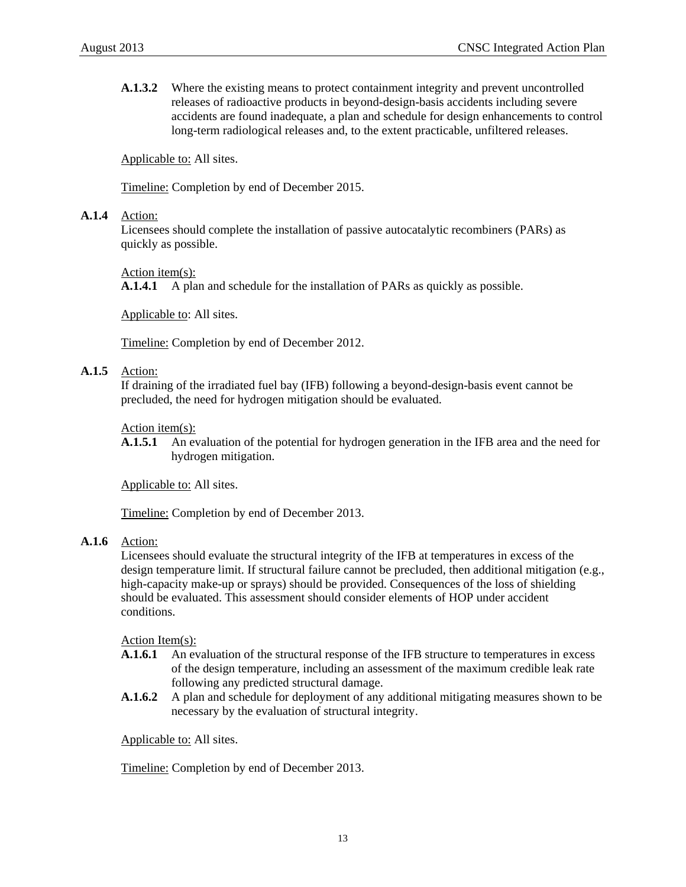**A.1.3.2** Where the existing means to protect containment integrity and prevent uncontrolled releases of radioactive products in beyond-design-basis accidents including severe accidents are found inadequate, a plan and schedule for design enhancements to control long-term radiological releases and, to the extent practicable, unfiltered releases.

Applicable to: All sites.

Timeline: Completion by end of December 2015.

**A.1.4** Action:
Licensees should complete the installation of passive autocatalytic recombiners (PARs) as quickly as possible.

Action item(s):
**A.1.4.1** A plan and schedule for the installation of PARs as quickly as possible.

Applicable to: All sites.

Timeline: Completion by end of December 2012.

**A.1.5** Action:
If draining of the irradiated fuel bay (IFB) following a beyond-design-basis event cannot be precluded, the need for hydrogen mitigation should be evaluated.

Action item(s):
**A.1.5.1** An evaluation of the potential for hydrogen generation in the IFB area and the need for hydrogen mitigation.

Applicable to: All sites.

Timeline: Completion by end of December 2013.

**A.1.6** Action:
Licensees should evaluate the structural integrity of the IFB at temperatures in excess of the design temperature limit. If structural failure cannot be precluded, then additional mitigation (e.g., high-capacity make-up or sprays) should be provided. Consequences of the loss of shielding should be evaluated. This assessment should consider elements of HOP under accident conditions.

Action Item(s):
**A.1.6.1** An evaluation of the structural response of the IFB structure to temperatures in excess of the design temperature, including an assessment of the maximum credible leak rate following any predicted structural damage.
**A.1.6.2** A plan and schedule for deployment of any additional mitigating measures shown to be necessary by the evaluation of structural integrity.

Applicable to: All sites.

Timeline: Completion by end of December 2013.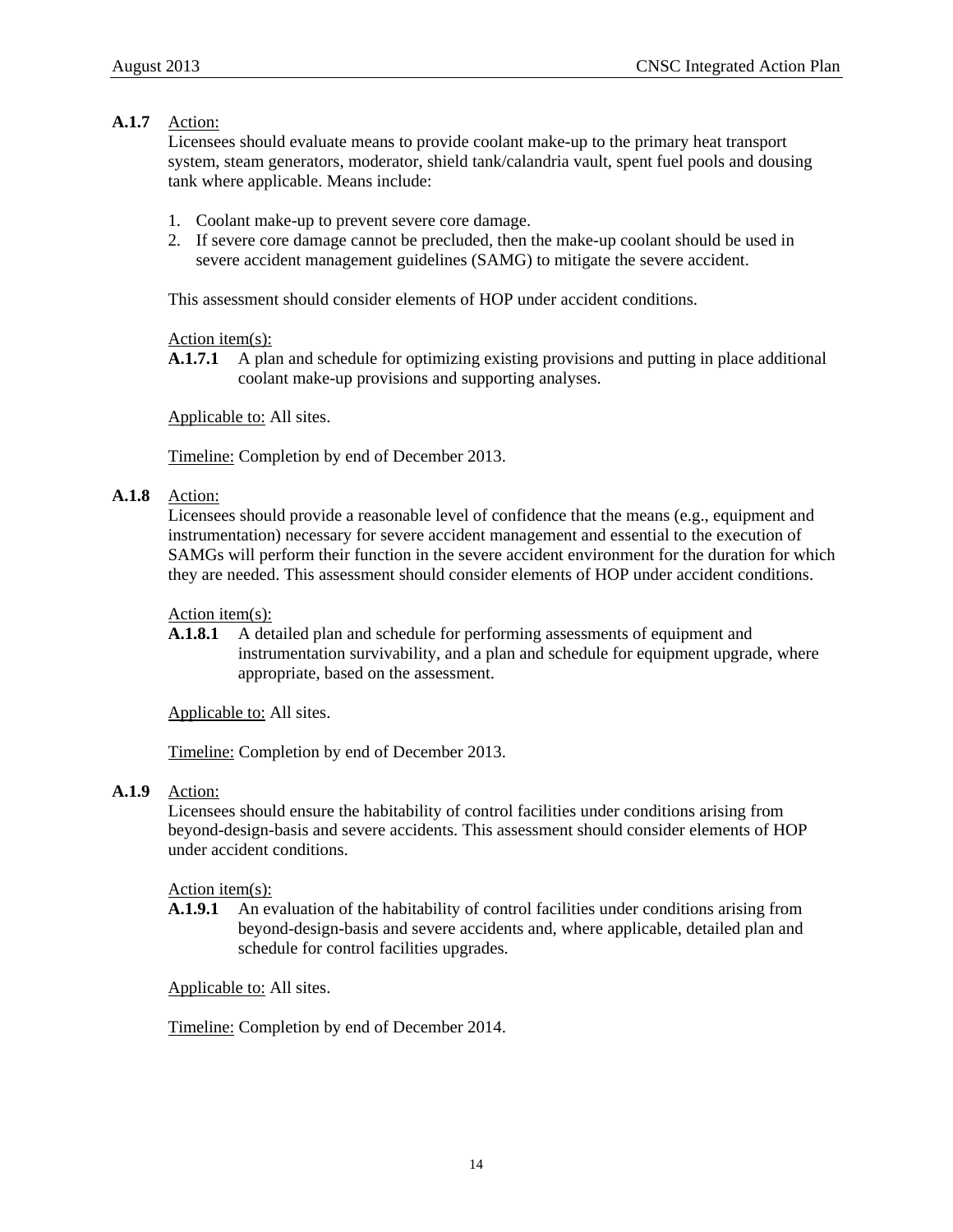**A.1.7** Action:

Licensees should evaluate means to provide coolant make-up to the primary heat transport system, steam generators, moderator, shield tank/calandria vault, spent fuel pools and dousing tank where applicable. Means include:

1. Coolant make-up to prevent severe core damage.
2. If severe core damage cannot be precluded, then the make-up coolant should be used in severe accident management guidelines (SAMG) to mitigate the severe accident.

This assessment should consider elements of HOP under accident conditions.

Action item(s):

**A.1.7.1** A plan and schedule for optimizing existing provisions and putting in place additional coolant make-up provisions and supporting analyses.

Applicable to: All sites.

Timeline: Completion by end of December 2013.

**A.1.8** Action:

Licensees should provide a reasonable level of confidence that the means (e.g., equipment and instrumentation) necessary for severe accident management and essential to the execution of SAMGs will perform their function in the severe accident environment for the duration for which they are needed. This assessment should consider elements of HOP under accident conditions.

Action item(s):

**A.1.8.1** A detailed plan and schedule for performing assessments of equipment and instrumentation survivability, and a plan and schedule for equipment upgrade, where appropriate, based on the assessment.

Applicable to: All sites.

Timeline: Completion by end of December 2013.

**A.1.9** Action:

Licensees should ensure the habitability of control facilities under conditions arising from beyond-design-basis and severe accidents. This assessment should consider elements of HOP under accident conditions.

Action item(s):

**A.1.9.1** An evaluation of the habitability of control facilities under conditions arising from beyond-design-basis and severe accidents and, where applicable, detailed plan and schedule for control facilities upgrades.

Applicable to: All sites.

Timeline: Completion by end of December 2014.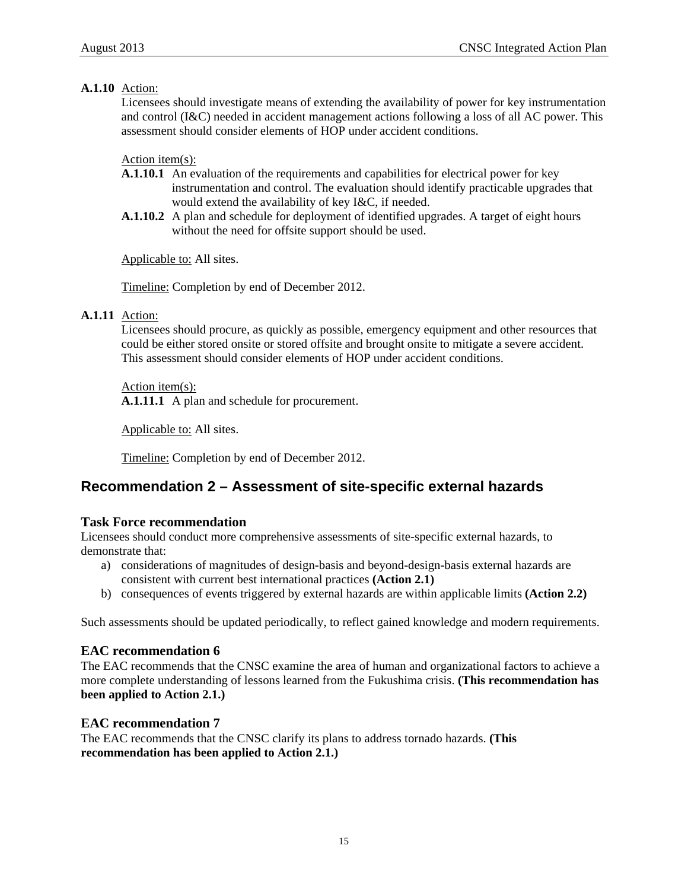**A.1.10** Action:

Licensees should investigate means of extending the availability of power for key instrumentation and control (I&C) needed in accident management actions following a loss of all AC power. This assessment should consider elements of HOP under accident conditions.

Action item(s):

**A.1.10.1** An evaluation of the requirements and capabilities for electrical power for key instrumentation and control. The evaluation should identify practicable upgrades that would extend the availability of key I&C, if needed.

**A.1.10.2** A plan and schedule for deployment of identified upgrades. A target of eight hours without the need for offsite support should be used.

Applicable to: All sites.

Timeline: Completion by end of December 2012.

**A.1.11** Action:

Licensees should procure, as quickly as possible, emergency equipment and other resources that could be either stored onsite or stored offsite and brought onsite to mitigate a severe accident. This assessment should consider elements of HOP under accident conditions.

Action item(s):

**A.1.11.1** A plan and schedule for procurement.

Applicable to: All sites.

Timeline: Completion by end of December 2012.

## Recommendation 2 – Assessment of site-specific external hazards

### Task Force recommendation

Licensees should conduct more comprehensive assessments of site-specific external hazards, to demonstrate that:

a) considerations of magnitudes of design-basis and beyond-design-basis external hazards are consistent with current best international practices **(Action 2.1)**
b) consequences of events triggered by external hazards are within applicable limits **(Action 2.2)**

Such assessments should be updated periodically, to reflect gained knowledge and modern requirements.

### EAC recommendation 6

The EAC recommends that the CNSC examine the area of human and organizational factors to achieve a more complete understanding of lessons learned from the Fukushima crisis. **(This recommendation has been applied to Action 2.1.)**

### EAC recommendation 7

The EAC recommends that the CNSC clarify its plans to address tornado hazards. **(This recommendation has been applied to Action 2.1.)**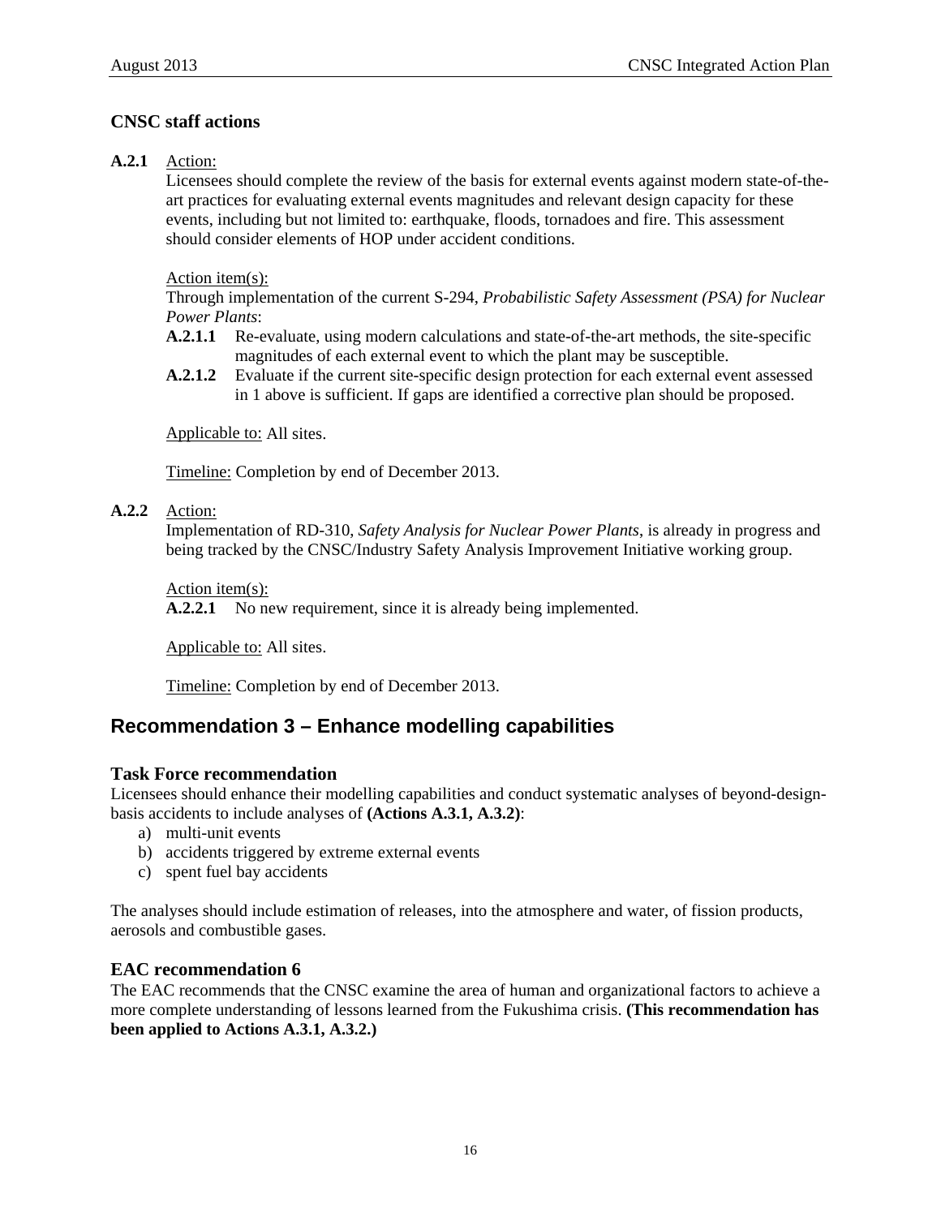### CNSC staff actions

**A.2.1** Action:
Licensees should complete the review of the basis for external events against modern state-of-the-art practices for evaluating external events magnitudes and relevant design capacity for these events, including but not limited to: earthquake, floods, tornadoes and fire. This assessment should consider elements of HOP under accident conditions.

Action item(s):
Through implementation of the current S-294, *Probabilistic Safety Assessment (PSA) for Nuclear Power Plants*:

- **A.2.1.1** Re-evaluate, using modern calculations and state-of-the-art methods, the site-specific magnitudes of each external event to which the plant may be susceptible.
- **A.2.1.2** Evaluate if the current site-specific design protection for each external event assessed in 1 above is sufficient. If gaps are identified a corrective plan should be proposed.

Applicable to: All sites.

Timeline: Completion by end of December 2013.

**A.2.2** Action:
Implementation of RD-310, *Safety Analysis for Nuclear Power Plants*, is already in progress and being tracked by the CNSC/Industry Safety Analysis Improvement Initiative working group.

Action item(s):
**A.2.2.1** No new requirement, since it is already being implemented.

Applicable to: All sites.

Timeline: Completion by end of December 2013.

## Recommendation 3 – Enhance modelling capabilities

### Task Force recommendation

Licensees should enhance their modelling capabilities and conduct systematic analyses of beyond-design-basis accidents to include analyses of **(Actions A.3.1, A.3.2)**:

a) multi-unit events
b) accidents triggered by extreme external events
c) spent fuel bay accidents

The analyses should include estimation of releases, into the atmosphere and water, of fission products, aerosols and combustible gases.

### EAC recommendation 6

The EAC recommends that the CNSC examine the area of human and organizational factors to achieve a more complete understanding of lessons learned from the Fukushima crisis. **(This recommendation has been applied to Actions A.3.1, A.3.2.)**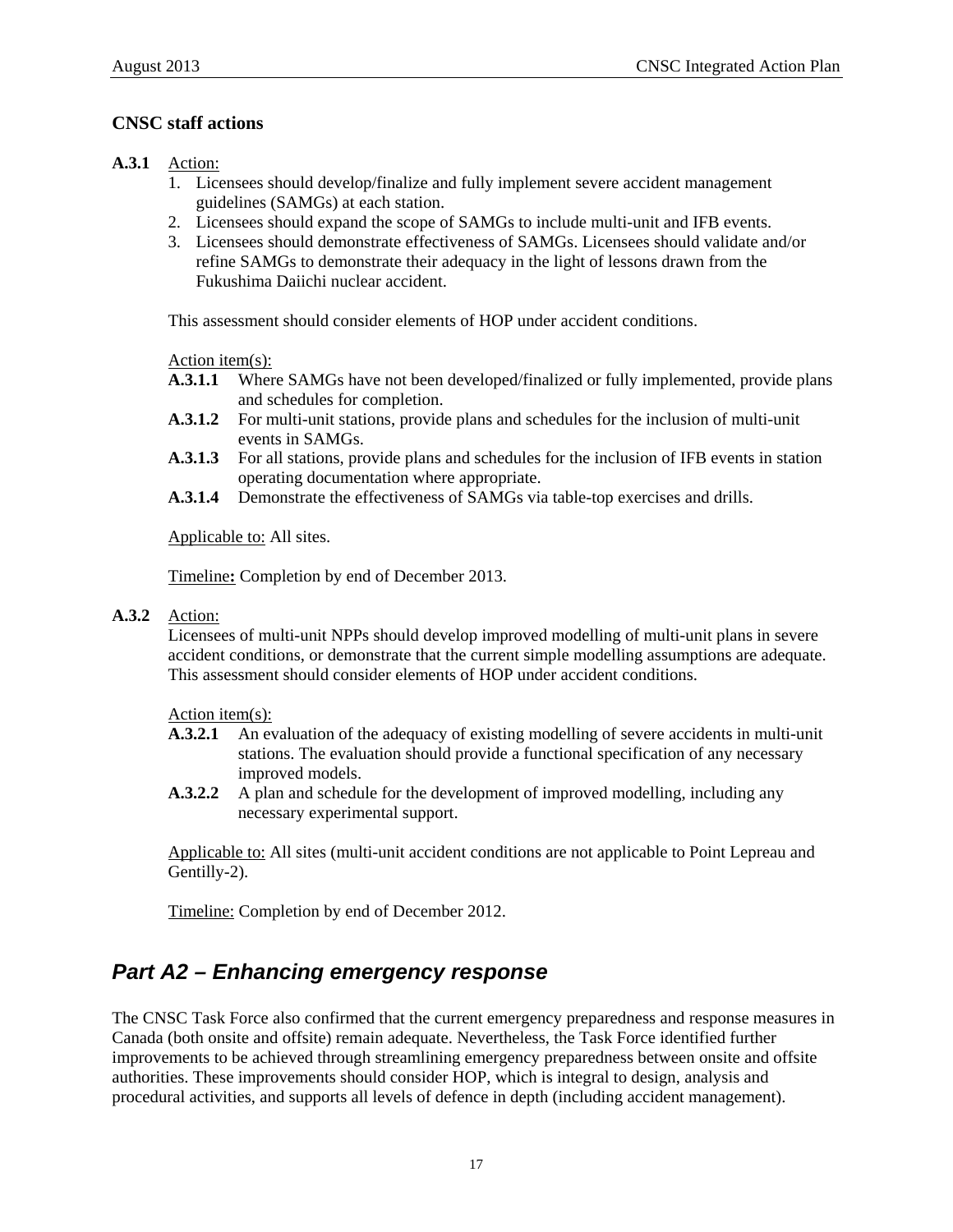### CNSC staff actions

**A.3.1** Action:

1. Licensees should develop/finalize and fully implement severe accident management guidelines (SAMGs) at each station.
2. Licensees should expand the scope of SAMGs to include multi-unit and IFB events.
3. Licensees should demonstrate effectiveness of SAMGs. Licensees should validate and/or refine SAMGs to demonstrate their adequacy in the light of lessons drawn from the Fukushima Daiichi nuclear accident.

This assessment should consider elements of HOP under accident conditions.

Action item(s):

- **A.3.1.1** Where SAMGs have not been developed/finalized or fully implemented, provide plans and schedules for completion.
- **A.3.1.2** For multi-unit stations, provide plans and schedules for the inclusion of multi-unit events in SAMGs.
- **A.3.1.3** For all stations, provide plans and schedules for the inclusion of IFB events in station operating documentation where appropriate.
- **A.3.1.4** Demonstrate the effectiveness of SAMGs via table-top exercises and drills.

Applicable to: All sites.

Timeline**:** Completion by end of December 2013.

**A.3.2** Action:

Licensees of multi-unit NPPs should develop improved modelling of multi-unit plans in severe accident conditions, or demonstrate that the current simple modelling assumptions are adequate. This assessment should consider elements of HOP under accident conditions.

Action item(s):

- **A.3.2.1** An evaluation of the adequacy of existing modelling of severe accidents in multi-unit stations. The evaluation should provide a functional specification of any necessary improved models.
- **A.3.2.2** A plan and schedule for the development of improved modelling, including any necessary experimental support.

Applicable to: All sites (multi-unit accident conditions are not applicable to Point Lepreau and Gentilly-2).

Timeline: Completion by end of December 2012.

## *Part A2 – Enhancing emergency response*

The CNSC Task Force also confirmed that the current emergency preparedness and response measures in Canada (both onsite and offsite) remain adequate. Nevertheless, the Task Force identified further improvements to be achieved through streamlining emergency preparedness between onsite and offsite authorities. These improvements should consider HOP, which is integral to design, analysis and procedural activities, and supports all levels of defence in depth (including accident management).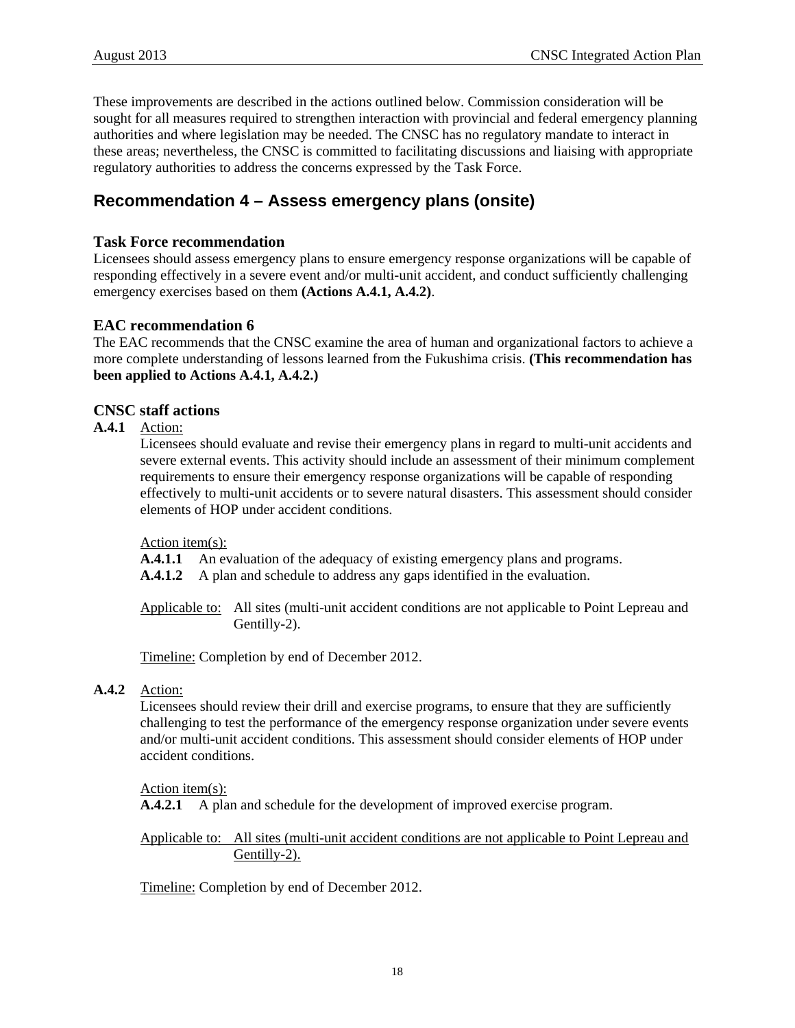These improvements are described in the actions outlined below. Commission consideration will be sought for all measures required to strengthen interaction with provincial and federal emergency planning authorities and where legislation may be needed. The CNSC has no regulatory mandate to interact in these areas; nevertheless, the CNSC is committed to facilitating discussions and liaising with appropriate regulatory authorities to address the concerns expressed by the Task Force.

## Recommendation 4 – Assess emergency plans (onsite)

### Task Force recommendation

Licensees should assess emergency plans to ensure emergency response organizations will be capable of responding effectively in a severe event and/or multi-unit accident, and conduct sufficiently challenging emergency exercises based on them **(Actions A.4.1, A.4.2)**.

### EAC recommendation 6

The EAC recommends that the CNSC examine the area of human and organizational factors to achieve a more complete understanding of lessons learned from the Fukushima crisis. **(This recommendation has been applied to Actions A.4.1, A.4.2.)**

### CNSC staff actions

**A.4.1** Action:

Licensees should evaluate and revise their emergency plans in regard to multi-unit accidents and severe external events. This activity should include an assessment of their minimum complement requirements to ensure their emergency response organizations will be capable of responding effectively to multi-unit accidents or to severe natural disasters. This assessment should consider elements of HOP under accident conditions.

Action item(s):

**A.4.1.1** An evaluation of the adequacy of existing emergency plans and programs.

**A.4.1.2** A plan and schedule to address any gaps identified in the evaluation.

Applicable to: All sites (multi-unit accident conditions are not applicable to Point Lepreau and Gentilly-2).

Timeline: Completion by end of December 2012.

**A.4.2** Action:

Licensees should review their drill and exercise programs, to ensure that they are sufficiently challenging to test the performance of the emergency response organization under severe events and/or multi-unit accident conditions. This assessment should consider elements of HOP under accident conditions.

Action item(s):

**A.4.2.1** A plan and schedule for the development of improved exercise program.

Applicable to: All sites (multi-unit accident conditions are not applicable to Point Lepreau and Gentilly-2).

Timeline: Completion by end of December 2012.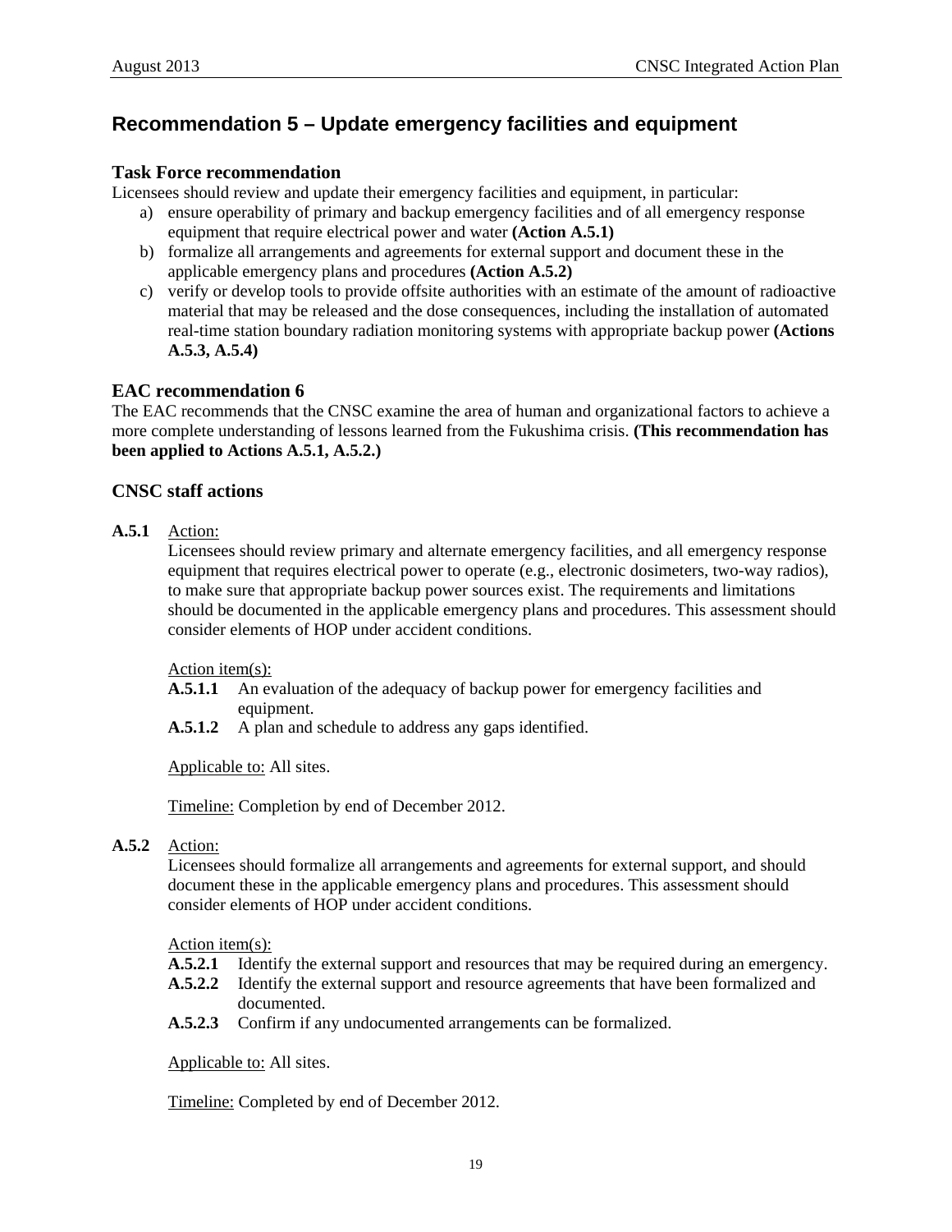## Recommendation 5 – Update emergency facilities and equipment

### Task Force recommendation

Licensees should review and update their emergency facilities and equipment, in particular:

a) ensure operability of primary and backup emergency facilities and of all emergency response equipment that require electrical power and water **(Action A.5.1)**
b) formalize all arrangements and agreements for external support and document these in the applicable emergency plans and procedures **(Action A.5.2)**
c) verify or develop tools to provide offsite authorities with an estimate of the amount of radioactive material that may be released and the dose consequences, including the installation of automated real-time station boundary radiation monitoring systems with appropriate backup power **(Actions A.5.3, A.5.4)**

### EAC recommendation 6

The EAC recommends that the CNSC examine the area of human and organizational factors to achieve a more complete understanding of lessons learned from the Fukushima crisis. **(This recommendation has been applied to Actions A.5.1, A.5.2.)**

### CNSC staff actions

**A.5.1** Action:

Licensees should review primary and alternate emergency facilities, and all emergency response equipment that requires electrical power to operate (e.g., electronic dosimeters, two-way radios), to make sure that appropriate backup power sources exist. The requirements and limitations should be documented in the applicable emergency plans and procedures. This assessment should consider elements of HOP under accident conditions.

Action item(s):

**A.5.1.1** An evaluation of the adequacy of backup power for emergency facilities and equipment.

**A.5.1.2** A plan and schedule to address any gaps identified.

Applicable to: All sites.

Timeline: Completion by end of December 2012.

**A.5.2** Action:

Licensees should formalize all arrangements and agreements for external support, and should document these in the applicable emergency plans and procedures. This assessment should consider elements of HOP under accident conditions.

Action item(s):

**A.5.2.1** Identify the external support and resources that may be required during an emergency.

**A.5.2.2** Identify the external support and resource agreements that have been formalized and documented.

**A.5.2.3** Confirm if any undocumented arrangements can be formalized.

Applicable to: All sites.

Timeline: Completed by end of December 2012.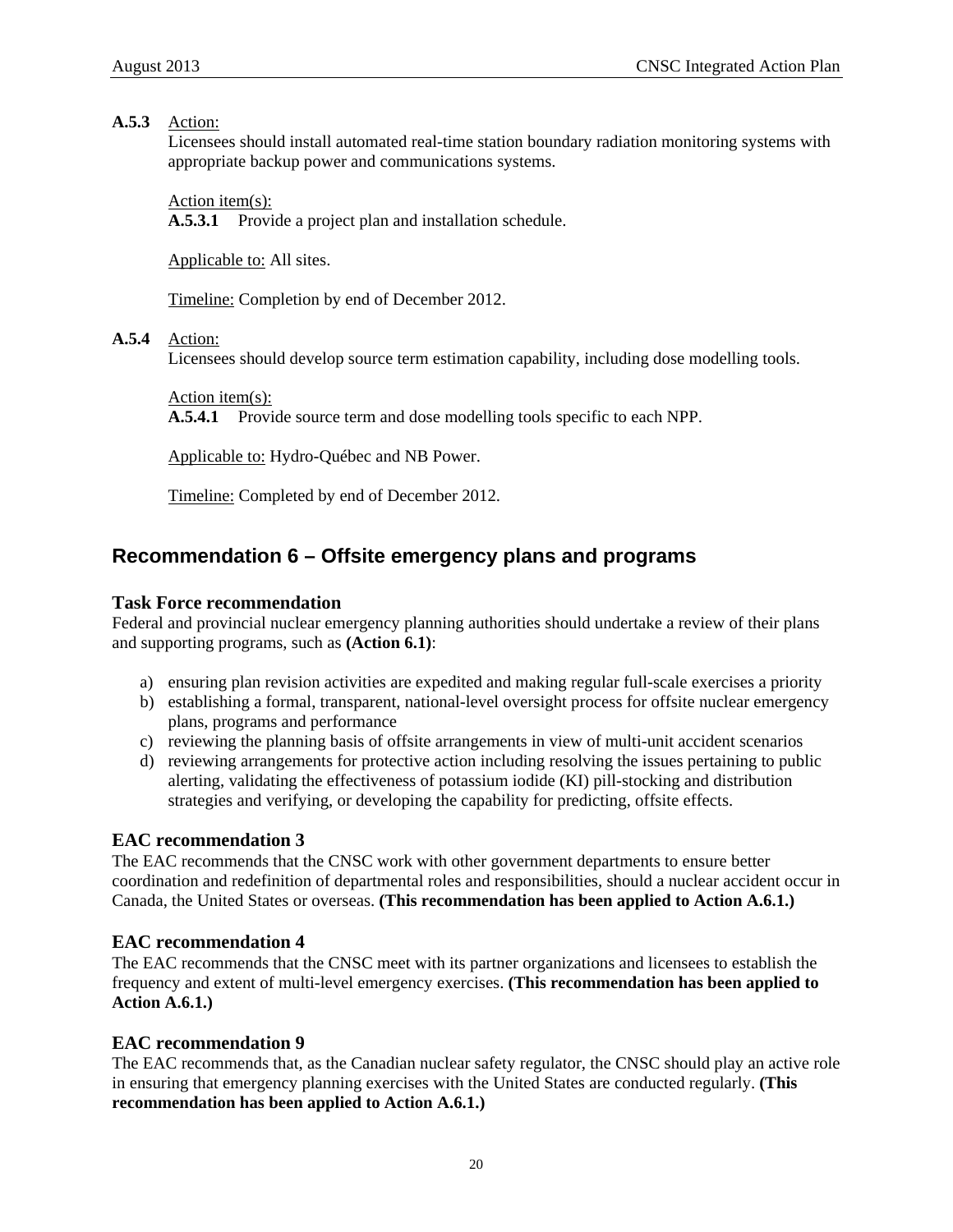**A.5.3** Action:

Licensees should install automated real-time station boundary radiation monitoring systems with appropriate backup power and communications systems.

Action item(s):

**A.5.3.1** Provide a project plan and installation schedule.

Applicable to: All sites.

Timeline: Completion by end of December 2012.

**A.5.4** Action:

Licensees should develop source term estimation capability, including dose modelling tools.

Action item(s):

**A.5.4.1** Provide source term and dose modelling tools specific to each NPP.

Applicable to: Hydro-Québec and NB Power.

Timeline: Completed by end of December 2012.

## Recommendation 6 – Offsite emergency plans and programs

### Task Force recommendation

Federal and provincial nuclear emergency planning authorities should undertake a review of their plans and supporting programs, such as **(Action 6.1)**:

a) ensuring plan revision activities are expedited and making regular full-scale exercises a priority
b) establishing a formal, transparent, national-level oversight process for offsite nuclear emergency plans, programs and performance
c) reviewing the planning basis of offsite arrangements in view of multi-unit accident scenarios
d) reviewing arrangements for protective action including resolving the issues pertaining to public alerting, validating the effectiveness of potassium iodide (KI) pill-stocking and distribution strategies and verifying, or developing the capability for predicting, offsite effects.

### EAC recommendation 3

The EAC recommends that the CNSC work with other government departments to ensure better coordination and redefinition of departmental roles and responsibilities, should a nuclear accident occur in Canada, the United States or overseas. **(This recommendation has been applied to Action A.6.1.)**

### EAC recommendation 4

The EAC recommends that the CNSC meet with its partner organizations and licensees to establish the frequency and extent of multi-level emergency exercises. **(This recommendation has been applied to Action A.6.1.)**

### EAC recommendation 9

The EAC recommends that, as the Canadian nuclear safety regulator, the CNSC should play an active role in ensuring that emergency planning exercises with the United States are conducted regularly. **(This recommendation has been applied to Action A.6.1.)**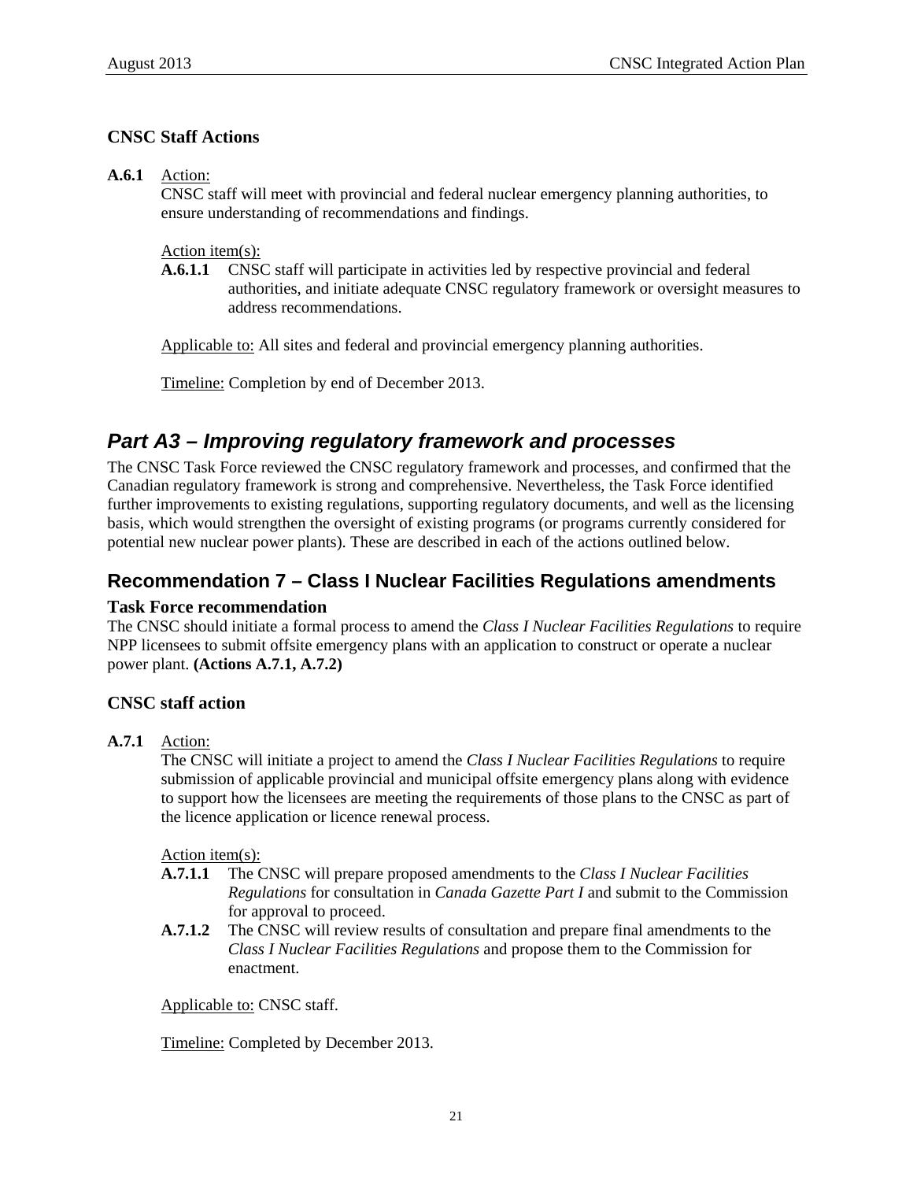### CNSC Staff Actions

**A.6.1** Action:
CNSC staff will meet with provincial and federal nuclear emergency planning authorities, to ensure understanding of recommendations and findings.

Action item(s):
- **A.6.1.1** CNSC staff will participate in activities led by respective provincial and federal authorities, and initiate adequate CNSC regulatory framework or oversight measures to address recommendations.

Applicable to: All sites and federal and provincial emergency planning authorities.

Timeline: Completion by end of December 2013.

## *Part A3 – Improving regulatory framework and processes*

The CNSC Task Force reviewed the CNSC regulatory framework and processes, and confirmed that the Canadian regulatory framework is strong and comprehensive. Nevertheless, the Task Force identified further improvements to existing regulations, supporting regulatory documents, and well as the licensing basis, which would strengthen the oversight of existing programs (or programs currently considered for potential new nuclear power plants). These are described in each of the actions outlined below.

## Recommendation 7 – Class I Nuclear Facilities Regulations amendments

### Task Force recommendation

The CNSC should initiate a formal process to amend the *Class I Nuclear Facilities Regulations* to require NPP licensees to submit offsite emergency plans with an application to construct or operate a nuclear power plant. **(Actions A.7.1, A.7.2)**

### CNSC staff action

**A.7.1** Action:
The CNSC will initiate a project to amend the *Class I Nuclear Facilities Regulations* to require submission of applicable provincial and municipal offsite emergency plans along with evidence to support how the licensees are meeting the requirements of those plans to the CNSC as part of the licence application or licence renewal process.

Action item(s):
- **A.7.1.1** The CNSC will prepare proposed amendments to the *Class I Nuclear Facilities Regulations* for consultation in *Canada Gazette Part I* and submit to the Commission for approval to proceed.
- **A.7.1.2** The CNSC will review results of consultation and prepare final amendments to the *Class I Nuclear Facilities Regulations* and propose them to the Commission for enactment.

Applicable to: CNSC staff.

Timeline: Completed by December 2013.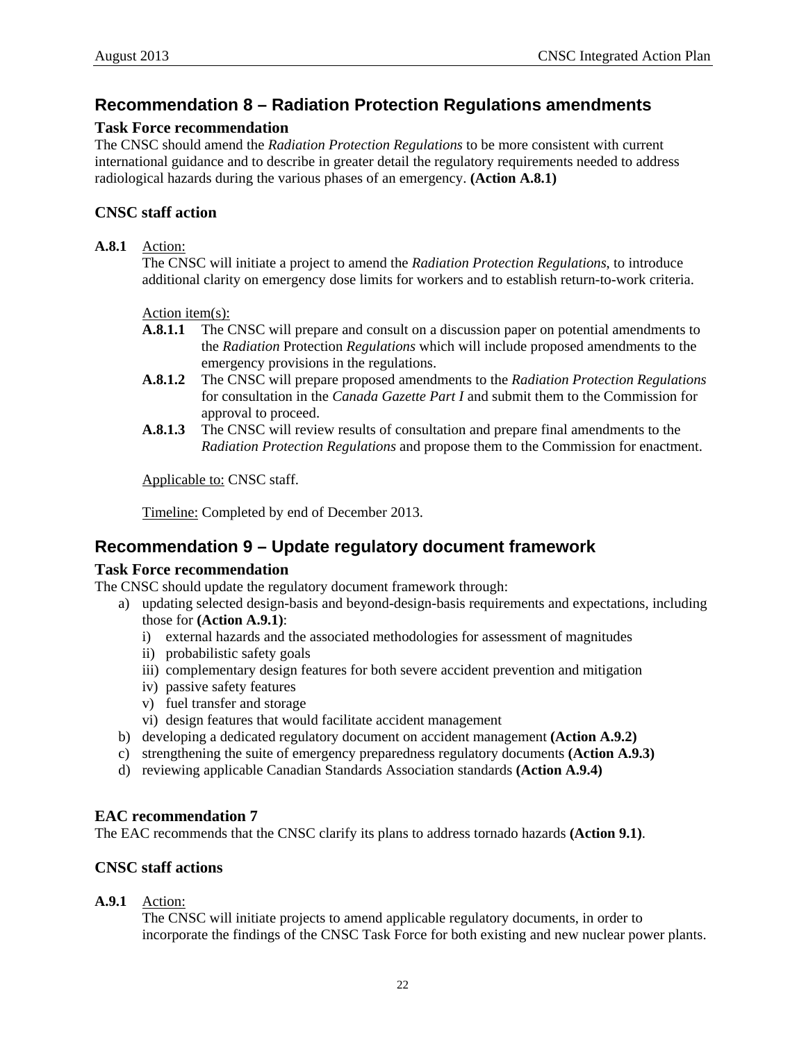## Recommendation 8 – Radiation Protection Regulations amendments

### Task Force recommendation

The CNSC should amend the *Radiation Protection Regulations* to be more consistent with current international guidance and to describe in greater detail the regulatory requirements needed to address radiological hazards during the various phases of an emergency. **(Action A.8.1)**

### CNSC staff action

**A.8.1** Action:
The CNSC will initiate a project to amend the *Radiation Protection Regulations*, to introduce additional clarity on emergency dose limits for workers and to establish return-to-work criteria.

Action item(s):

- **A.8.1.1** The CNSC will prepare and consult on a discussion paper on potential amendments to the *Radiation* Protection *Regulations* which will include proposed amendments to the emergency provisions in the regulations.
- **A.8.1.2** The CNSC will prepare proposed amendments to the *Radiation Protection Regulations* for consultation in the *Canada Gazette Part I* and submit them to the Commission for approval to proceed.
- **A.8.1.3** The CNSC will review results of consultation and prepare final amendments to the *Radiation Protection Regulations* and propose them to the Commission for enactment.

Applicable to: CNSC staff.

Timeline: Completed by end of December 2013.

## Recommendation 9 – Update regulatory document framework

### Task Force recommendation

The CNSC should update the regulatory document framework through:

a) updating selected design-basis and beyond-design-basis requirements and expectations, including those for **(Action A.9.1)**:
   i) external hazards and the associated methodologies for assessment of magnitudes
   ii) probabilistic safety goals
   iii) complementary design features for both severe accident prevention and mitigation
   iv) passive safety features
   v) fuel transfer and storage
   vi) design features that would facilitate accident management
b) developing a dedicated regulatory document on accident management **(Action A.9.2)**
c) strengthening the suite of emergency preparedness regulatory documents **(Action A.9.3)**
d) reviewing applicable Canadian Standards Association standards **(Action A.9.4)**

### EAC recommendation 7

The EAC recommends that the CNSC clarify its plans to address tornado hazards **(Action 9.1)**.

### CNSC staff actions

**A.9.1** Action:
The CNSC will initiate projects to amend applicable regulatory documents, in order to incorporate the findings of the CNSC Task Force for both existing and new nuclear power plants.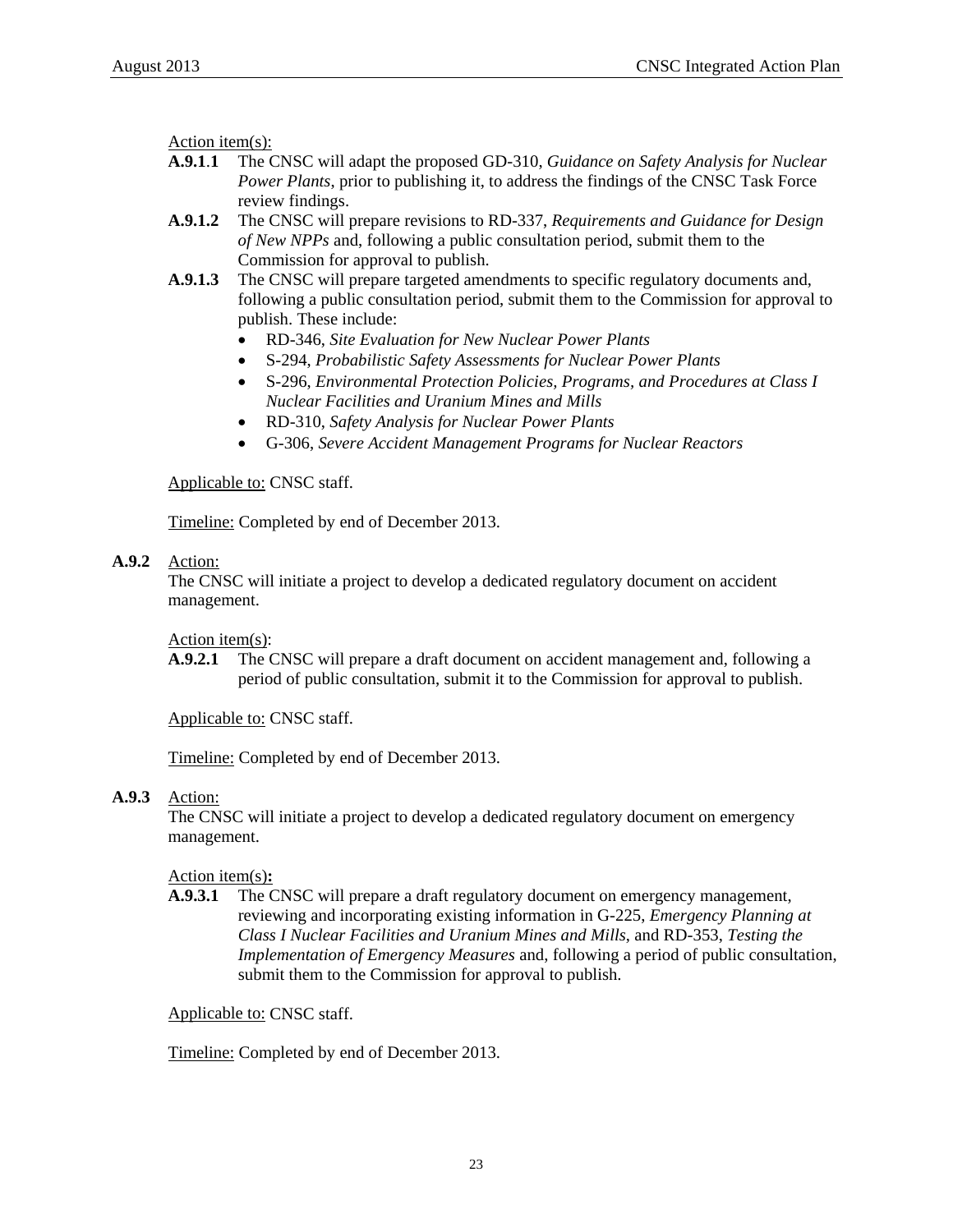Action item(s):

**A.9.1.1** The CNSC will adapt the proposed GD-310, *Guidance on Safety Analysis for Nuclear Power Plants*, prior to publishing it, to address the findings of the CNSC Task Force review findings.

**A.9.1.2** The CNSC will prepare revisions to RD-337, *Requirements and Guidance for Design of New NPPs* and, following a public consultation period, submit them to the Commission for approval to publish.

**A.9.1.3** The CNSC will prepare targeted amendments to specific regulatory documents and, following a public consultation period, submit them to the Commission for approval to publish. These include:

- RD-346, *Site Evaluation for New Nuclear Power Plants*
- S-294, *Probabilistic Safety Assessments for Nuclear Power Plants*
- S-296, *Environmental Protection Policies, Programs, and Procedures at Class I Nuclear Facilities and Uranium Mines and Mills*
- RD-310, *Safety Analysis for Nuclear Power Plants*
- G-306, *Severe Accident Management Programs for Nuclear Reactors*

Applicable to: CNSC staff.

Timeline: Completed by end of December 2013.

**A.9.2** Action:

The CNSC will initiate a project to develop a dedicated regulatory document on accident management.

Action item(s):

**A.9.2.1** The CNSC will prepare a draft document on accident management and, following a period of public consultation, submit it to the Commission for approval to publish.

Applicable to: CNSC staff.

Timeline: Completed by end of December 2013.

**A.9.3** Action:

The CNSC will initiate a project to develop a dedicated regulatory document on emergency management.

Action item(s):

**A.9.3.1** The CNSC will prepare a draft regulatory document on emergency management, reviewing and incorporating existing information in G-225, *Emergency Planning at Class I Nuclear Facilities and Uranium Mines and Mills*, and RD-353, *Testing the Implementation of Emergency Measures* and, following a period of public consultation, submit them to the Commission for approval to publish.

Applicable to: CNSC staff.

Timeline: Completed by end of December 2013.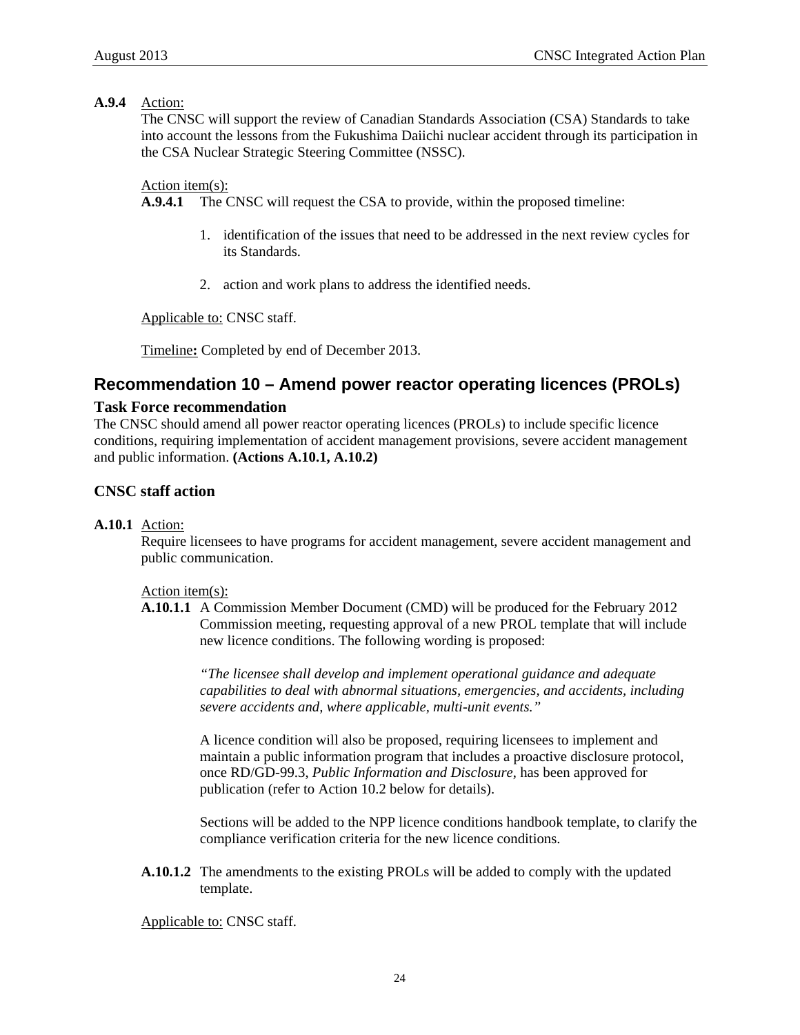**A.9.4** Action:
The CNSC will support the review of Canadian Standards Association (CSA) Standards to take into account the lessons from the Fukushima Daiichi nuclear accident through its participation in the CSA Nuclear Strategic Steering Committee (NSSC).

Action item(s):
**A.9.4.1** The CNSC will request the CSA to provide, within the proposed timeline:

1. identification of the issues that need to be addressed in the next review cycles for its Standards.

2. action and work plans to address the identified needs.

Applicable to: CNSC staff.

Timeline**:** Completed by end of December 2013.

## Recommendation 10 – Amend power reactor operating licences (PROLs)

### Task Force recommendation

The CNSC should amend all power reactor operating licences (PROLs) to include specific licence conditions, requiring implementation of accident management provisions, severe accident management and public information. **(Actions A.10.1, A.10.2)**

### CNSC staff action

**A.10.1** Action:
Require licensees to have programs for accident management, severe accident management and public communication.

Action item(s):
**A.10.1.1** A Commission Member Document (CMD) will be produced for the February 2012 Commission meeting, requesting approval of a new PROL template that will include new licence conditions. The following wording is proposed:

*"The licensee shall develop and implement operational guidance and adequate capabilities to deal with abnormal situations, emergencies, and accidents, including severe accidents and, where applicable, multi-unit events."*

A licence condition will also be proposed, requiring licensees to implement and maintain a public information program that includes a proactive disclosure protocol, once RD/GD-99.3, *Public Information and Disclosure*, has been approved for publication (refer to Action 10.2 below for details).

Sections will be added to the NPP licence conditions handbook template, to clarify the compliance verification criteria for the new licence conditions.

**A.10.1.2** The amendments to the existing PROLs will be added to comply with the updated template.

Applicable to: CNSC staff.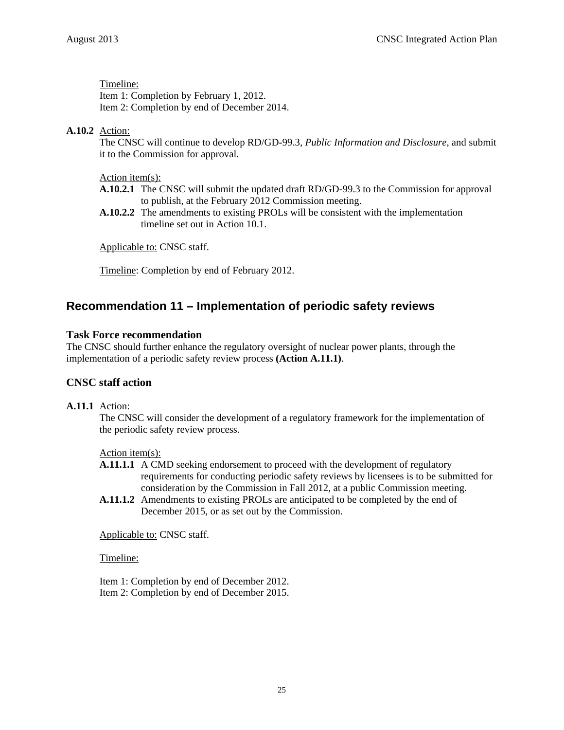Timeline:
Item 1: Completion by February 1, 2012.
Item 2: Completion by end of December 2014.

**A.10.2** Action:
The CNSC will continue to develop RD/GD-99.3, *Public Information and Disclosure*, and submit it to the Commission for approval.

Action item(s):

- **A.10.2.1** The CNSC will submit the updated draft RD/GD-99.3 to the Commission for approval to publish, at the February 2012 Commission meeting.
- **A.10.2.2** The amendments to existing PROLs will be consistent with the implementation timeline set out in Action 10.1.

Applicable to: CNSC staff.

Timeline: Completion by end of February 2012.

## Recommendation 11 – Implementation of periodic safety reviews

### Task Force recommendation

The CNSC should further enhance the regulatory oversight of nuclear power plants, through the implementation of a periodic safety review process **(Action A.11.1)**.

### CNSC staff action

**A.11.1** Action:
The CNSC will consider the development of a regulatory framework for the implementation of the periodic safety review process.

Action item(s):

- **A.11.1.1** A CMD seeking endorsement to proceed with the development of regulatory requirements for conducting periodic safety reviews by licensees is to be submitted for consideration by the Commission in Fall 2012, at a public Commission meeting.
- **A.11.1.2** Amendments to existing PROLs are anticipated to be completed by the end of December 2015, or as set out by the Commission.

Applicable to: CNSC staff.

Timeline:

Item 1: Completion by end of December 2012.
Item 2: Completion by end of December 2015.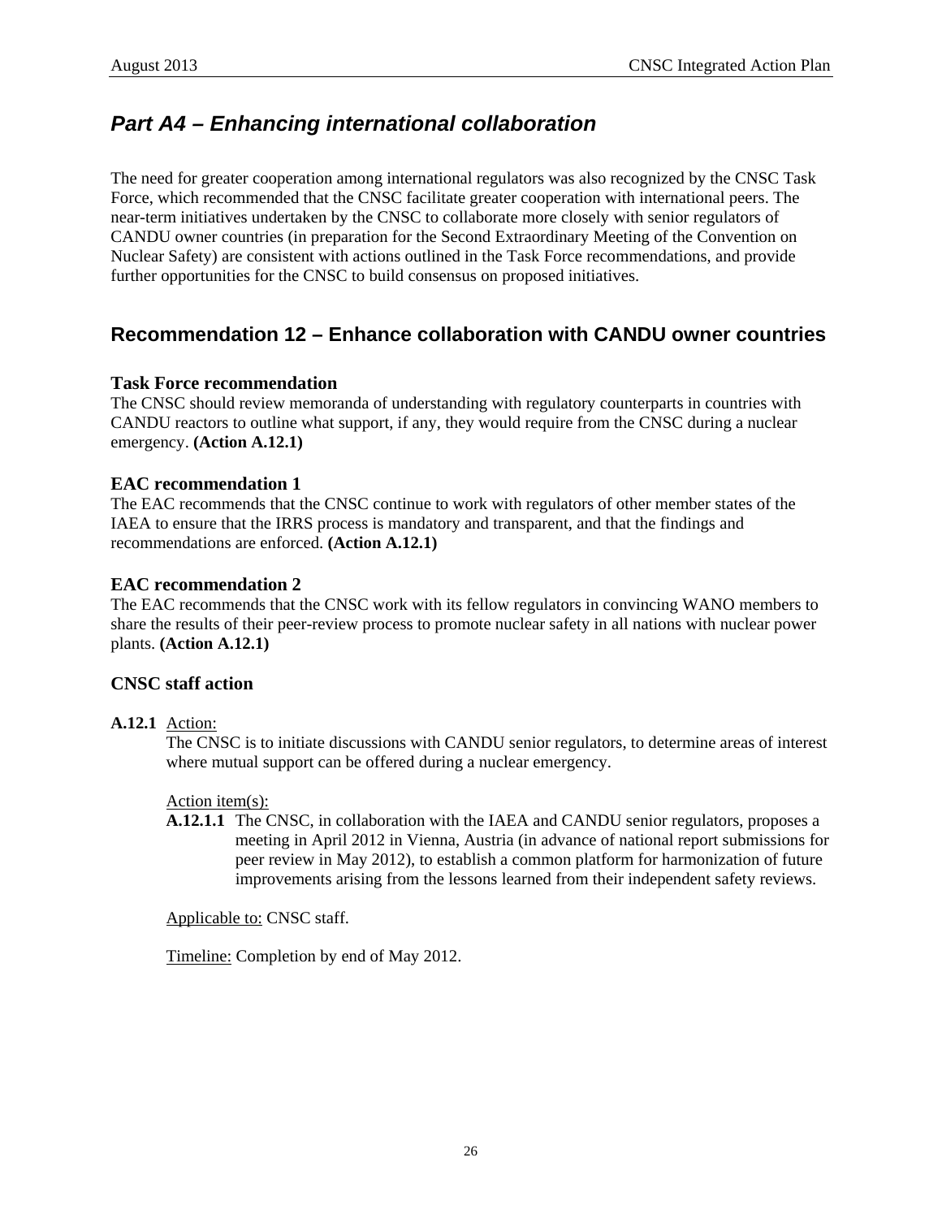## *Part A4 – Enhancing international collaboration*

The need for greater cooperation among international regulators was also recognized by the CNSC Task Force, which recommended that the CNSC facilitate greater cooperation with international peers. The near-term initiatives undertaken by the CNSC to collaborate more closely with senior regulators of CANDU owner countries (in preparation for the Second Extraordinary Meeting of the Convention on Nuclear Safety) are consistent with actions outlined in the Task Force recommendations, and provide further opportunities for the CNSC to build consensus on proposed initiatives.

## Recommendation 12 – Enhance collaboration with CANDU owner countries

### Task Force recommendation

The CNSC should review memoranda of understanding with regulatory counterparts in countries with CANDU reactors to outline what support, if any, they would require from the CNSC during a nuclear emergency. **(Action A.12.1)**

### EAC recommendation 1

The EAC recommends that the CNSC continue to work with regulators of other member states of the IAEA to ensure that the IRRS process is mandatory and transparent, and that the findings and recommendations are enforced. **(Action A.12.1)**

### EAC recommendation 2

The EAC recommends that the CNSC work with its fellow regulators in convincing WANO members to share the results of their peer-review process to promote nuclear safety in all nations with nuclear power plants. **(Action A.12.1)**

### CNSC staff action

**A.12.1** Action:
The CNSC is to initiate discussions with CANDU senior regulators, to determine areas of interest where mutual support can be offered during a nuclear emergency.

Action item(s):

**A.12.1.1** The CNSC, in collaboration with the IAEA and CANDU senior regulators, proposes a meeting in April 2012 in Vienna, Austria (in advance of national report submissions for peer review in May 2012), to establish a common platform for harmonization of future improvements arising from the lessons learned from their independent safety reviews.

Applicable to: CNSC staff.

Timeline: Completion by end of May 2012.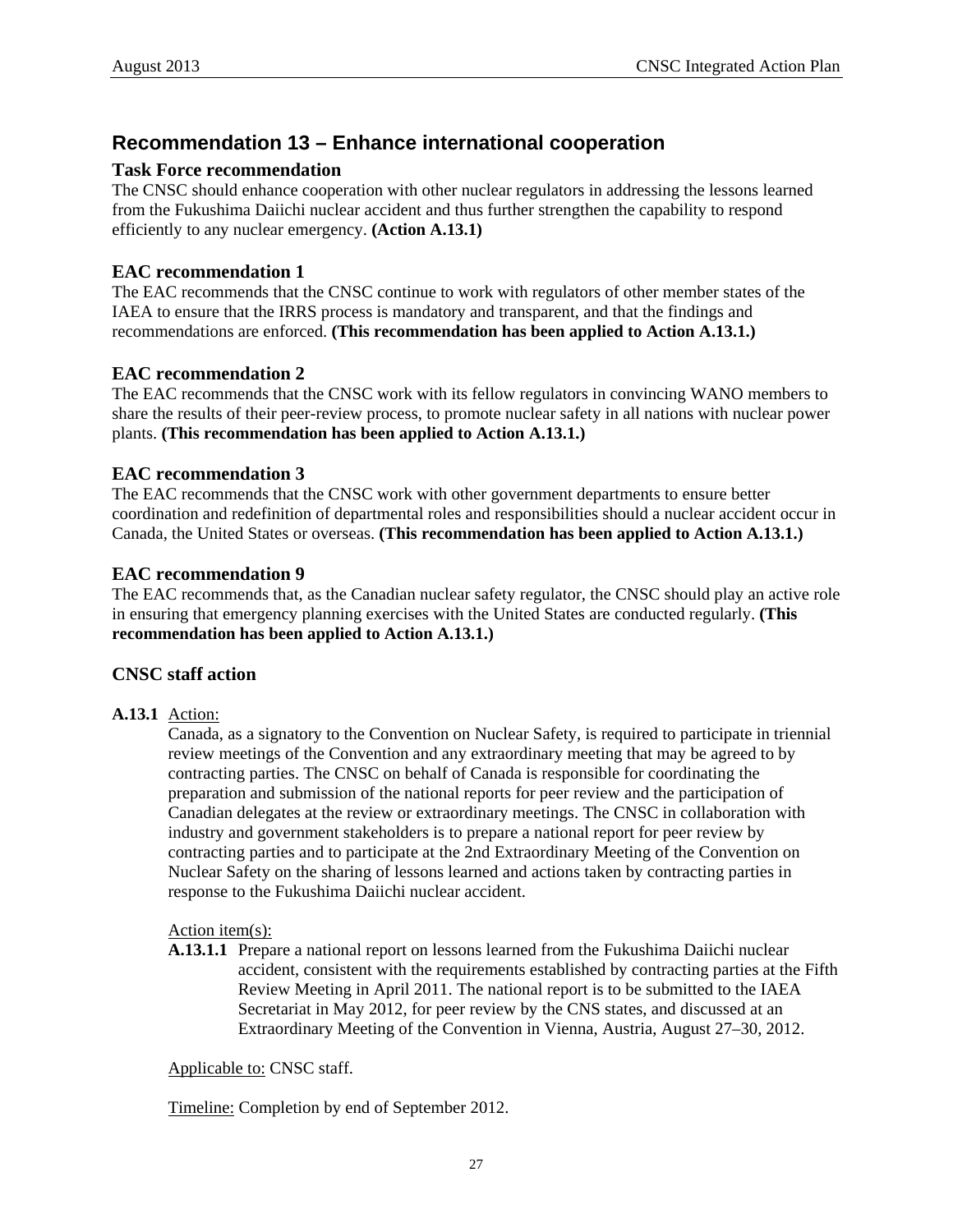## Recommendation 13 – Enhance international cooperation

### Task Force recommendation

The CNSC should enhance cooperation with other nuclear regulators in addressing the lessons learned from the Fukushima Daiichi nuclear accident and thus further strengthen the capability to respond efficiently to any nuclear emergency. **(Action A.13.1)**

### EAC recommendation 1

The EAC recommends that the CNSC continue to work with regulators of other member states of the IAEA to ensure that the IRRS process is mandatory and transparent, and that the findings and recommendations are enforced. **(This recommendation has been applied to Action A.13.1.)**

### EAC recommendation 2

The EAC recommends that the CNSC work with its fellow regulators in convincing WANO members to share the results of their peer-review process, to promote nuclear safety in all nations with nuclear power plants. **(This recommendation has been applied to Action A.13.1.)**

### EAC recommendation 3

The EAC recommends that the CNSC work with other government departments to ensure better coordination and redefinition of departmental roles and responsibilities should a nuclear accident occur in Canada, the United States or overseas. **(This recommendation has been applied to Action A.13.1.)**

### EAC recommendation 9

The EAC recommends that, as the Canadian nuclear safety regulator, the CNSC should play an active role in ensuring that emergency planning exercises with the United States are conducted regularly. **(This recommendation has been applied to Action A.13.1.)**

### CNSC staff action

**A.13.1** Action:

Canada, as a signatory to the Convention on Nuclear Safety, is required to participate in triennial review meetings of the Convention and any extraordinary meeting that may be agreed to by contracting parties. The CNSC on behalf of Canada is responsible for coordinating the preparation and submission of the national reports for peer review and the participation of Canadian delegates at the review or extraordinary meetings. The CNSC in collaboration with industry and government stakeholders is to prepare a national report for peer review by contracting parties and to participate at the 2nd Extraordinary Meeting of the Convention on Nuclear Safety on the sharing of lessons learned and actions taken by contracting parties in response to the Fukushima Daiichi nuclear accident.

Action item(s):

**A.13.1.1** Prepare a national report on lessons learned from the Fukushima Daiichi nuclear accident, consistent with the requirements established by contracting parties at the Fifth Review Meeting in April 2011. The national report is to be submitted to the IAEA Secretariat in May 2012, for peer review by the CNS states, and discussed at an Extraordinary Meeting of the Convention in Vienna, Austria, August 27–30, 2012.

Applicable to: CNSC staff.

Timeline: Completion by end of September 2012.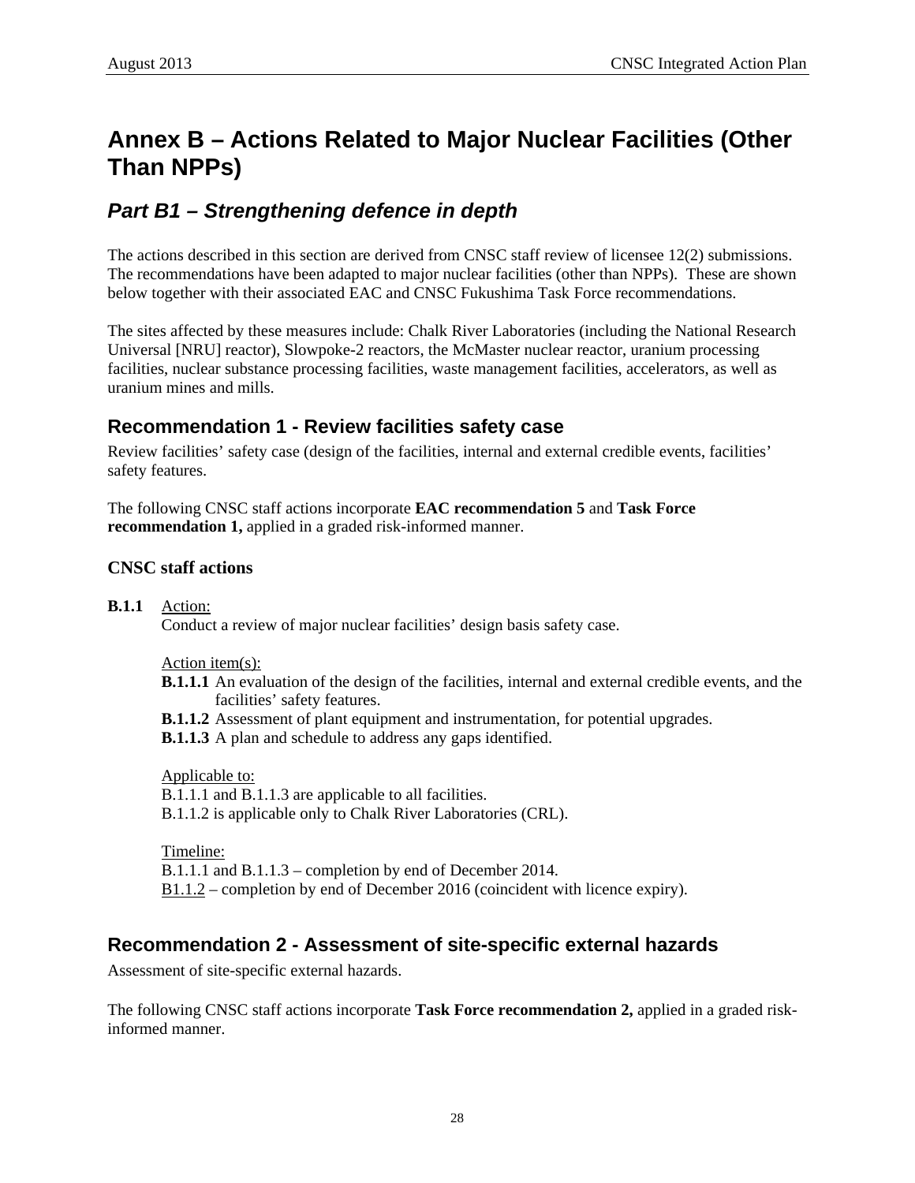# Annex B – Actions Related to Major Nuclear Facilities (Other Than NPPs)

## *Part B1 – Strengthening defence in depth*

The actions described in this section are derived from CNSC staff review of licensee 12(2) submissions. The recommendations have been adapted to major nuclear facilities (other than NPPs). These are shown below together with their associated EAC and CNSC Fukushima Task Force recommendations.

The sites affected by these measures include: Chalk River Laboratories (including the National Research Universal [NRU] reactor), Slowpoke-2 reactors, the McMaster nuclear reactor, uranium processing facilities, nuclear substance processing facilities, waste management facilities, accelerators, as well as uranium mines and mills.

### Recommendation 1 - Review facilities safety case

Review facilities' safety case (design of the facilities, internal and external credible events, facilities' safety features.

The following CNSC staff actions incorporate **EAC recommendation 5** and **Task Force recommendation 1,** applied in a graded risk-informed manner.

#### CNSC staff actions

**B.1.1** Action:
Conduct a review of major nuclear facilities' design basis safety case.

Action item(s):

**B.1.1.1** An evaluation of the design of the facilities, internal and external credible events, and the facilities' safety features.

**B.1.1.2** Assessment of plant equipment and instrumentation, for potential upgrades.

**B.1.1.3** A plan and schedule to address any gaps identified.

Applicable to:
B.1.1.1 and B.1.1.3 are applicable to all facilities.
B.1.1.2 is applicable only to Chalk River Laboratories (CRL).

Timeline:
B.1.1.1 and B.1.1.3 – completion by end of December 2014.
B1.1.2 – completion by end of December 2016 (coincident with licence expiry).

### Recommendation 2 - Assessment of site-specific external hazards

Assessment of site-specific external hazards.

The following CNSC staff actions incorporate **Task Force recommendation 2,** applied in a graded risk-informed manner.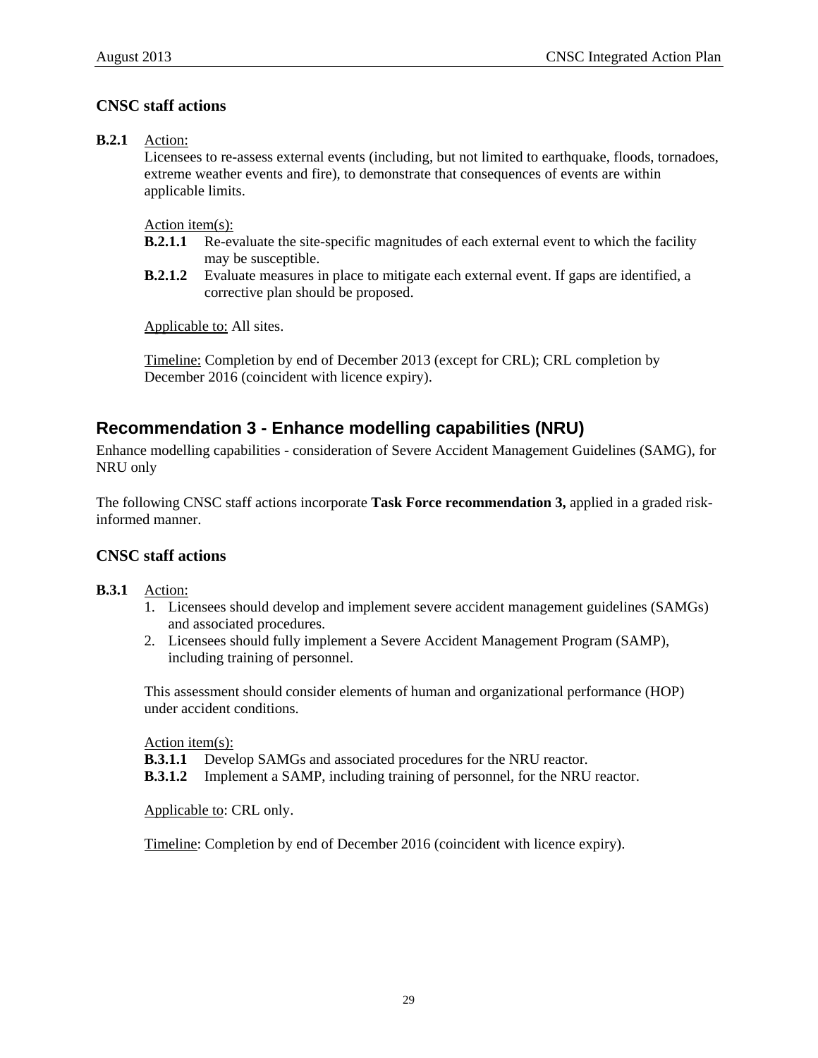### CNSC staff actions

**B.2.1** Action:

Licensees to re-assess external events (including, but not limited to earthquake, floods, tornadoes, extreme weather events and fire), to demonstrate that consequences of events are within applicable limits.

Action item(s):

**B.2.1.1** Re-evaluate the site-specific magnitudes of each external event to which the facility may be susceptible.

**B.2.1.2** Evaluate measures in place to mitigate each external event. If gaps are identified, a corrective plan should be proposed.

Applicable to: All sites.

Timeline: Completion by end of December 2013 (except for CRL); CRL completion by December 2016 (coincident with licence expiry).

## Recommendation 3 - Enhance modelling capabilities (NRU)

Enhance modelling capabilities - consideration of Severe Accident Management Guidelines (SAMG), for NRU only

The following CNSC staff actions incorporate **Task Force recommendation 3,** applied in a graded risk-informed manner.

### CNSC staff actions

**B.3.1** Action:

1. Licensees should develop and implement severe accident management guidelines (SAMGs) and associated procedures.
2. Licensees should fully implement a Severe Accident Management Program (SAMP), including training of personnel.

This assessment should consider elements of human and organizational performance (HOP) under accident conditions.

Action item(s):

**B.3.1.1** Develop SAMGs and associated procedures for the NRU reactor.

**B.3.1.2** Implement a SAMP, including training of personnel, for the NRU reactor.

Applicable to: CRL only.

Timeline: Completion by end of December 2016 (coincident with licence expiry).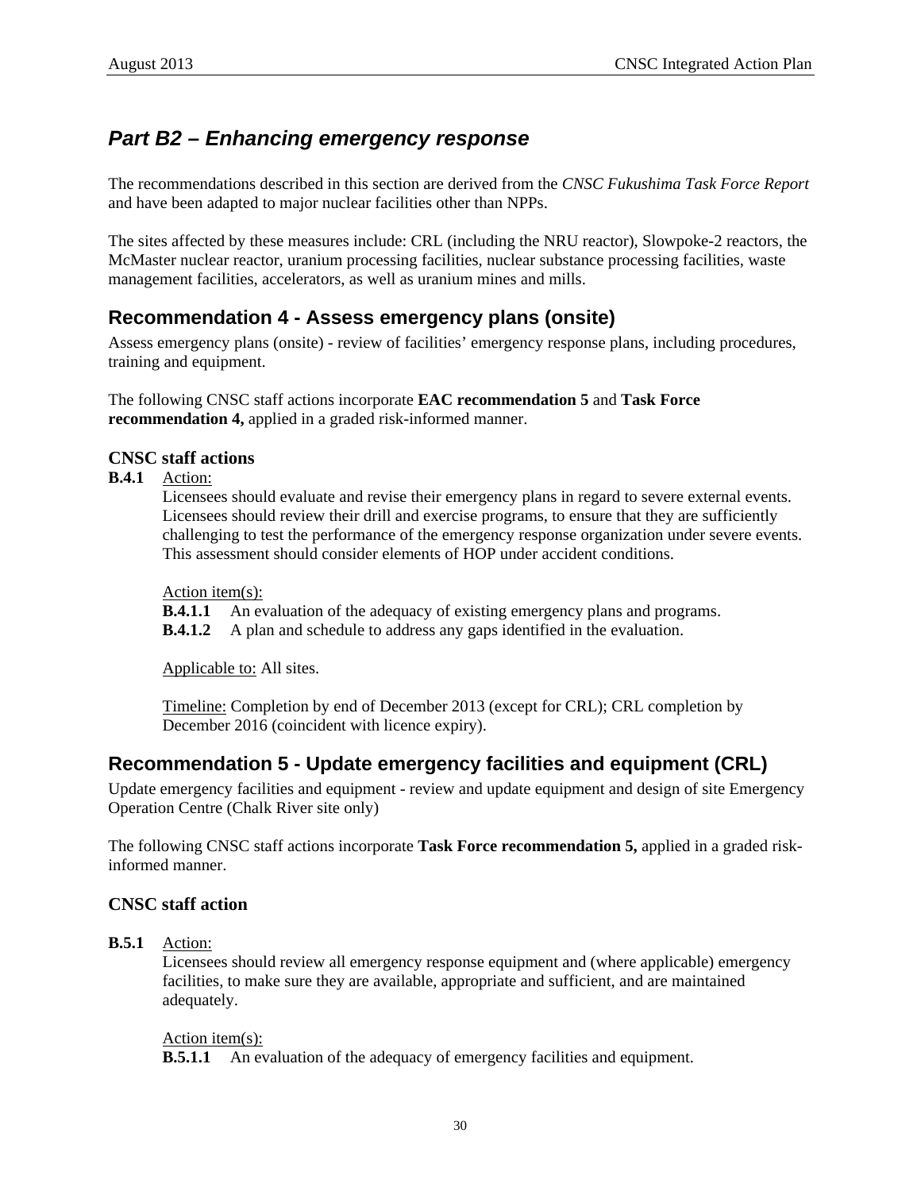## *Part B2 – Enhancing emergency response*

The recommendations described in this section are derived from the *CNSC Fukushima Task Force Report* and have been adapted to major nuclear facilities other than NPPs.

The sites affected by these measures include: CRL (including the NRU reactor), Slowpoke-2 reactors, the McMaster nuclear reactor, uranium processing facilities, nuclear substance processing facilities, waste management facilities, accelerators, as well as uranium mines and mills.

### Recommendation 4 - Assess emergency plans (onsite)

Assess emergency plans (onsite) - review of facilities' emergency response plans, including procedures, training and equipment.

The following CNSC staff actions incorporate **EAC recommendation 5** and **Task Force recommendation 4,** applied in a graded risk-informed manner.

#### CNSC staff actions

**B.4.1** Action:

Licensees should evaluate and revise their emergency plans in regard to severe external events. Licensees should review their drill and exercise programs, to ensure that they are sufficiently challenging to test the performance of the emergency response organization under severe events. This assessment should consider elements of HOP under accident conditions.

Action item(s):

**B.4.1.1** An evaluation of the adequacy of existing emergency plans and programs.

**B.4.1.2** A plan and schedule to address any gaps identified in the evaluation.

Applicable to: All sites.

Timeline: Completion by end of December 2013 (except for CRL); CRL completion by December 2016 (coincident with licence expiry).

### Recommendation 5 - Update emergency facilities and equipment (CRL)

Update emergency facilities and equipment - review and update equipment and design of site Emergency Operation Centre (Chalk River site only)

The following CNSC staff actions incorporate **Task Force recommendation 5,** applied in a graded risk-informed manner.

#### CNSC staff action

**B.5.1** Action:

Licensees should review all emergency response equipment and (where applicable) emergency facilities, to make sure they are available, appropriate and sufficient, and are maintained adequately.

Action item(s):

**B.5.1.1** An evaluation of the adequacy of emergency facilities and equipment.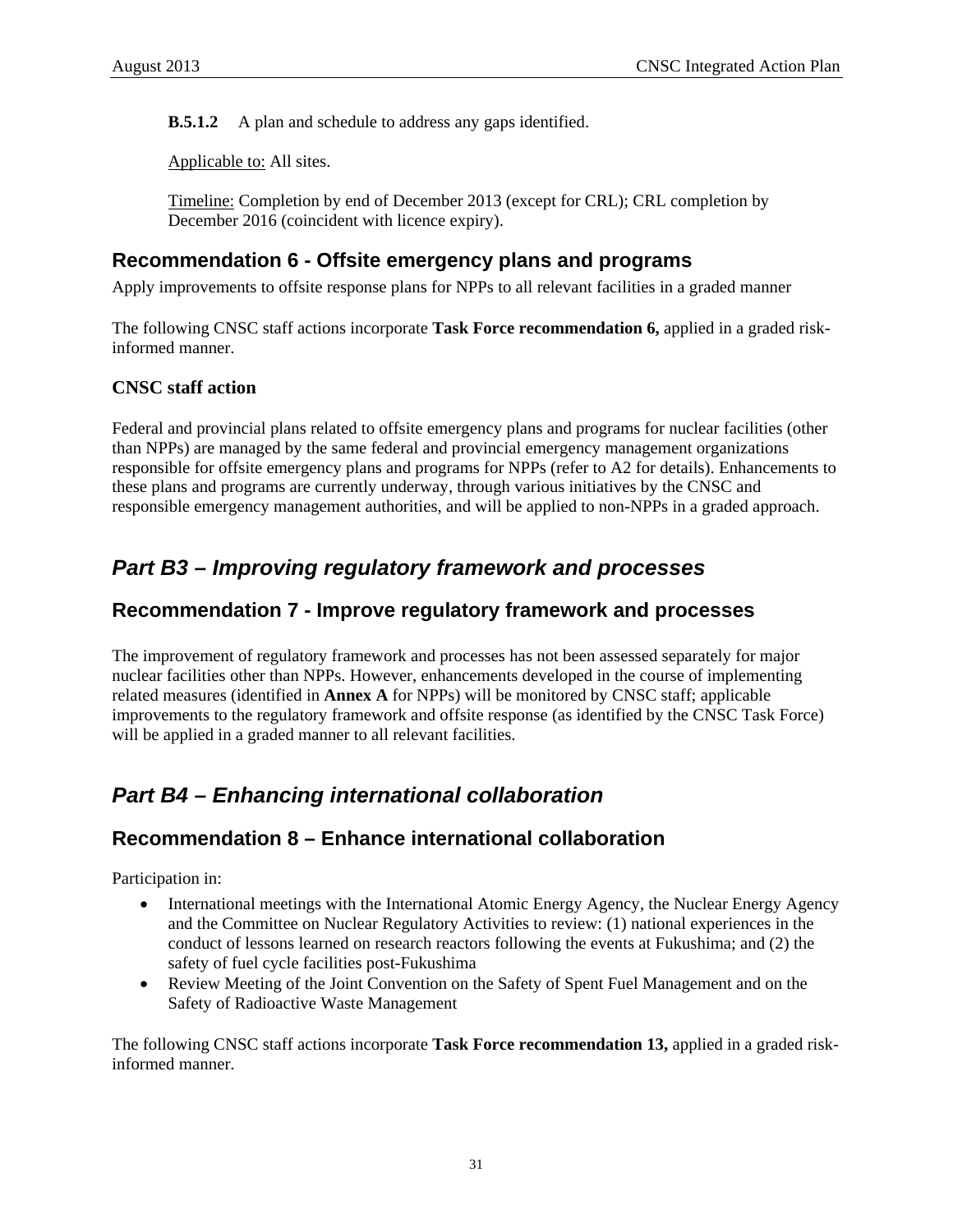**B.5.1.2** A plan and schedule to address any gaps identified.

Applicable to: All sites.

Timeline: Completion by end of December 2013 (except for CRL); CRL completion by December 2016 (coincident with licence expiry).

## Recommendation 6 - Offsite emergency plans and programs

Apply improvements to offsite response plans for NPPs to all relevant facilities in a graded manner

The following CNSC staff actions incorporate **Task Force recommendation 6,** applied in a graded risk-informed manner.

### CNSC staff action

Federal and provincial plans related to offsite emergency plans and programs for nuclear facilities (other than NPPs) are managed by the same federal and provincial emergency management organizations responsible for offsite emergency plans and programs for NPPs (refer to A2 for details). Enhancements to these plans and programs are currently underway, through various initiatives by the CNSC and responsible emergency management authorities, and will be applied to non-NPPs in a graded approach.

# *Part B3 – Improving regulatory framework and processes*

## Recommendation 7 - Improve regulatory framework and processes

The improvement of regulatory framework and processes has not been assessed separately for major nuclear facilities other than NPPs. However, enhancements developed in the course of implementing related measures (identified in **Annex A** for NPPs) will be monitored by CNSC staff; applicable improvements to the regulatory framework and offsite response (as identified by the CNSC Task Force) will be applied in a graded manner to all relevant facilities.

# *Part B4 – Enhancing international collaboration*

## Recommendation 8 – Enhance international collaboration

Participation in:

- International meetings with the International Atomic Energy Agency, the Nuclear Energy Agency and the Committee on Nuclear Regulatory Activities to review: (1) national experiences in the conduct of lessons learned on research reactors following the events at Fukushima; and (2) the safety of fuel cycle facilities post-Fukushima
- Review Meeting of the Joint Convention on the Safety of Spent Fuel Management and on the Safety of Radioactive Waste Management

The following CNSC staff actions incorporate **Task Force recommendation 13,** applied in a graded risk-informed manner.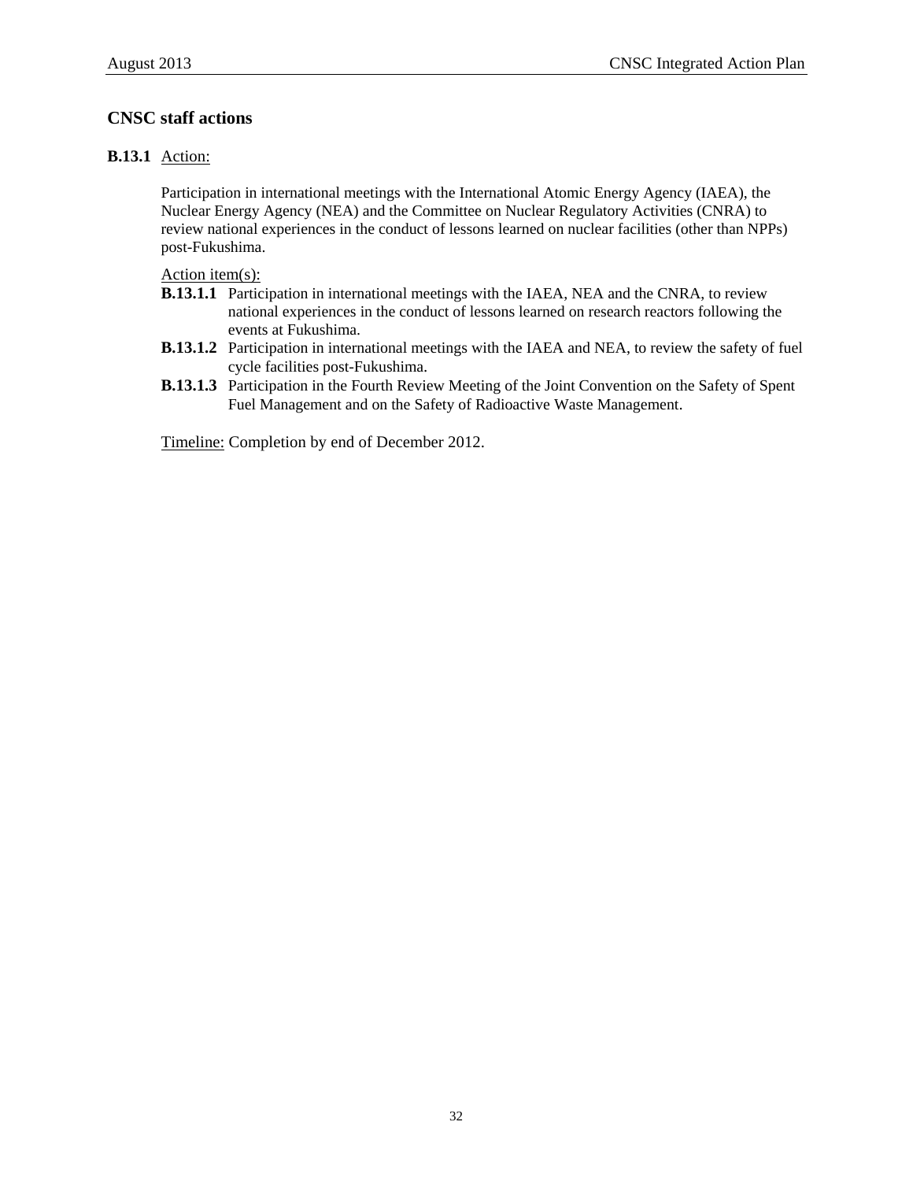## CNSC staff actions

**B.13.1** <u>Action:</u>

Participation in international meetings with the International Atomic Energy Agency (IAEA), the Nuclear Energy Agency (NEA) and the Committee on Nuclear Regulatory Activities (CNRA) to review national experiences in the conduct of lessons learned on nuclear facilities (other than NPPs) post-Fukushima.

<u>Action item(s):</u>

- **B.13.1.1** Participation in international meetings with the IAEA, NEA and the CNRA, to review national experiences in the conduct of lessons learned on research reactors following the events at Fukushima.
- **B.13.1.2** Participation in international meetings with the IAEA and NEA, to review the safety of fuel cycle facilities post-Fukushima.
- **B.13.1.3** Participation in the Fourth Review Meeting of the Joint Convention on the Safety of Spent Fuel Management and on the Safety of Radioactive Waste Management.

<u>Timeline:</u> Completion by end of December 2012.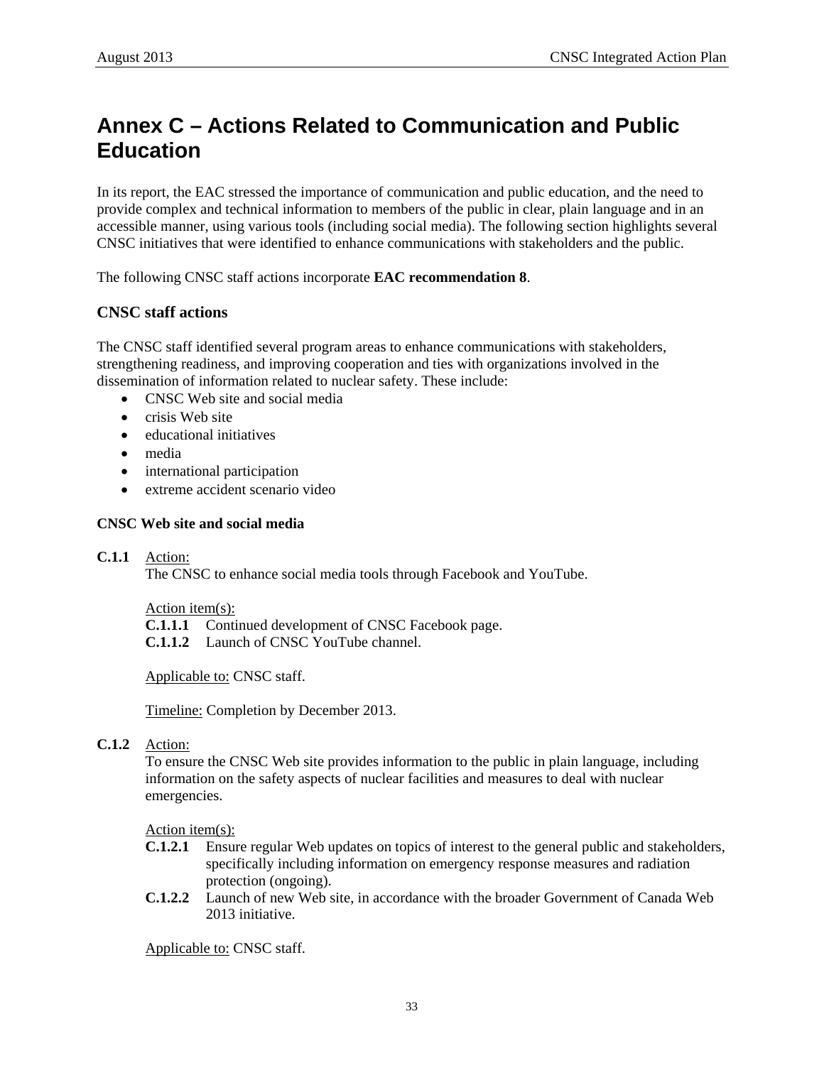# Annex C – Actions Related to Communication and Public Education

In its report, the EAC stressed the importance of communication and public education, and the need to provide complex and technical information to members of the public in clear, plain language and in an accessible manner, using various tools (including social media). The following section highlights several CNSC initiatives that were identified to enhance communications with stakeholders and the public.

The following CNSC staff actions incorporate **EAC recommendation 8**.

### CNSC staff actions

The CNSC staff identified several program areas to enhance communications with stakeholders, strengthening readiness, and improving cooperation and ties with organizations involved in the dissemination of information related to nuclear safety. These include:

- CNSC Web site and social media
- crisis Web site
- educational initiatives
- media
- international participation
- extreme accident scenario video

#### CNSC Web site and social media

**C.1.1** Action:
The CNSC to enhance social media tools through Facebook and YouTube.

Action item(s):
**C.1.1.1** Continued development of CNSC Facebook page.
**C.1.1.2** Launch of CNSC YouTube channel.

Applicable to: CNSC staff.

Timeline: Completion by December 2013.

**C.1.2** Action:
To ensure the CNSC Web site provides information to the public in plain language, including information on the safety aspects of nuclear facilities and measures to deal with nuclear emergencies.

Action item(s):
**C.1.2.1** Ensure regular Web updates on topics of interest to the general public and stakeholders, specifically including information on emergency response measures and radiation protection (ongoing).
**C.1.2.2** Launch of new Web site, in accordance with the broader Government of Canada Web 2013 initiative.

Applicable to: CNSC staff.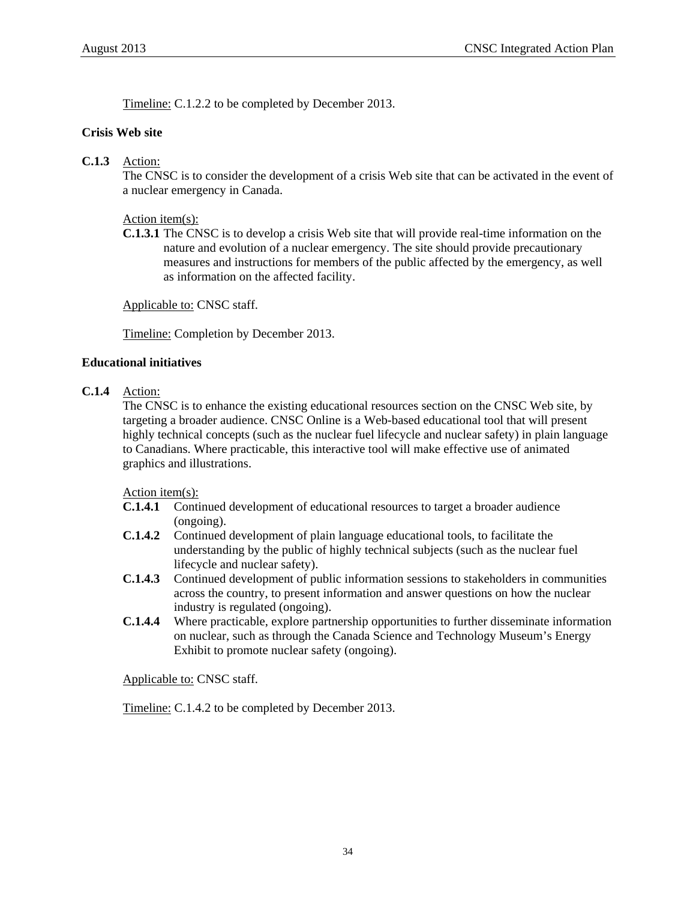Timeline: C.1.2.2 to be completed by December 2013.

**Crisis Web site**

**C.1.3** Action:
The CNSC is to consider the development of a crisis Web site that can be activated in the event of a nuclear emergency in Canada.

Action item(s):

**C.1.3.1** The CNSC is to develop a crisis Web site that will provide real-time information on the nature and evolution of a nuclear emergency. The site should provide precautionary measures and instructions for members of the public affected by the emergency, as well as information on the affected facility.

Applicable to: CNSC staff.

Timeline: Completion by December 2013.

**Educational initiatives**

**C.1.4** Action:
The CNSC is to enhance the existing educational resources section on the CNSC Web site, by targeting a broader audience. CNSC Online is a Web-based educational tool that will present highly technical concepts (such as the nuclear fuel lifecycle and nuclear safety) in plain language to Canadians. Where practicable, this interactive tool will make effective use of animated graphics and illustrations.

Action item(s):

**C.1.4.1** Continued development of educational resources to target a broader audience (ongoing).

**C.1.4.2** Continued development of plain language educational tools, to facilitate the understanding by the public of highly technical subjects (such as the nuclear fuel lifecycle and nuclear safety).

**C.1.4.3** Continued development of public information sessions to stakeholders in communities across the country, to present information and answer questions on how the nuclear industry is regulated (ongoing).

**C.1.4.4** Where practicable, explore partnership opportunities to further disseminate information on nuclear, such as through the Canada Science and Technology Museum's Energy Exhibit to promote nuclear safety (ongoing).

Applicable to: CNSC staff.

Timeline: C.1.4.2 to be completed by December 2013.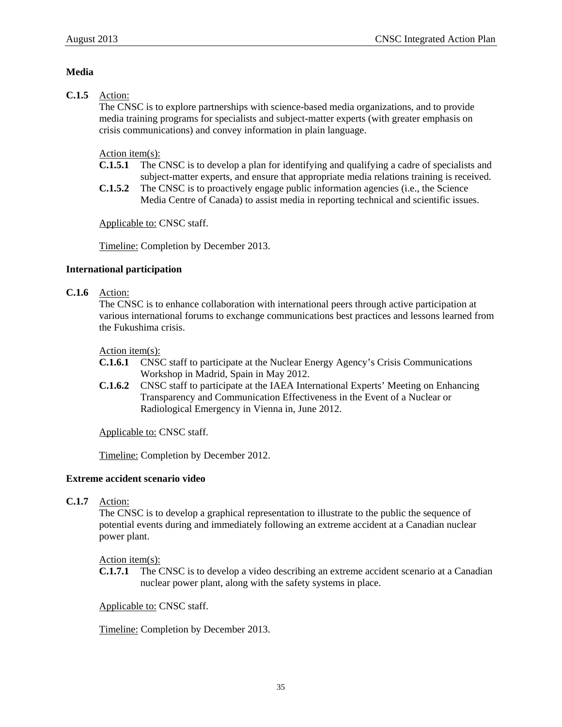**Media**

**C.1.5** Action:

The CNSC is to explore partnerships with science-based media organizations, and to provide media training programs for specialists and subject-matter experts (with greater emphasis on crisis communications) and convey information in plain language.

Action item(s):

**C.1.5.1** The CNSC is to develop a plan for identifying and qualifying a cadre of specialists and subject-matter experts, and ensure that appropriate media relations training is received.

**C.1.5.2** The CNSC is to proactively engage public information agencies (i.e., the Science Media Centre of Canada) to assist media in reporting technical and scientific issues.

Applicable to: CNSC staff.

Timeline: Completion by December 2013.

**International participation**

**C.1.6** Action:

The CNSC is to enhance collaboration with international peers through active participation at various international forums to exchange communications best practices and lessons learned from the Fukushima crisis.

Action item(s):

**C.1.6.1** CNSC staff to participate at the Nuclear Energy Agency's Crisis Communications Workshop in Madrid, Spain in May 2012.

**C.1.6.2** CNSC staff to participate at the IAEA International Experts' Meeting on Enhancing Transparency and Communication Effectiveness in the Event of a Nuclear or Radiological Emergency in Vienna in, June 2012.

Applicable to: CNSC staff.

Timeline: Completion by December 2012.

**Extreme accident scenario video**

**C.1.7** Action:

The CNSC is to develop a graphical representation to illustrate to the public the sequence of potential events during and immediately following an extreme accident at a Canadian nuclear power plant.

Action item(s):

**C.1.7.1** The CNSC is to develop a video describing an extreme accident scenario at a Canadian nuclear power plant, along with the safety systems in place.

Applicable to: CNSC staff.

Timeline: Completion by December 2013.